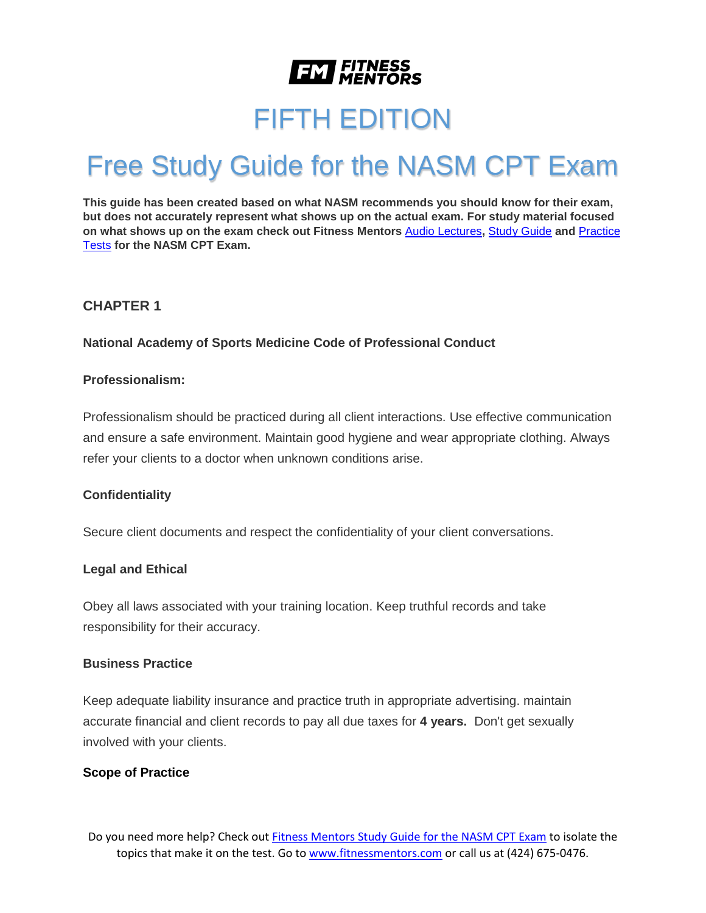# FIFTH EDITION

# Free Study Guide for the NASM CPT Exam

**This guide has been created based on what NASM recommends you should know for their exam, but does not accurately represent what shows up on the actual exam. For study material focused on what shows up on the exam check out Fitness Mentors Audio Lectures, Study Guide and Practice Tests for the NASM CPT Exam.**

## CHAPTER 1

### National Academy of Sports Medicine Code of Professional Conduct

#### Professionalism:

Professionalism should be practiced during all client interactions. Use effective communication and ensure a safe environment. Maintain good hygiene and wear appropriate clothing. Always refer your clients to a doctor when unknown conditions arise.

#### Confidentiality

Secure client documents and respect the confidentiality of your client conversations.

#### Legal and Ethical

Obey all laws associated with your training location. Keep truthful records and take responsibility for their accuracy.

#### Business Practice

Keep adequate liability insurance and practice truth in appropriate advertising. maintain accurate financial and client records to pay all due taxes for **4 years.** Don't get sexually involved with your clients.

#### Scope of Practice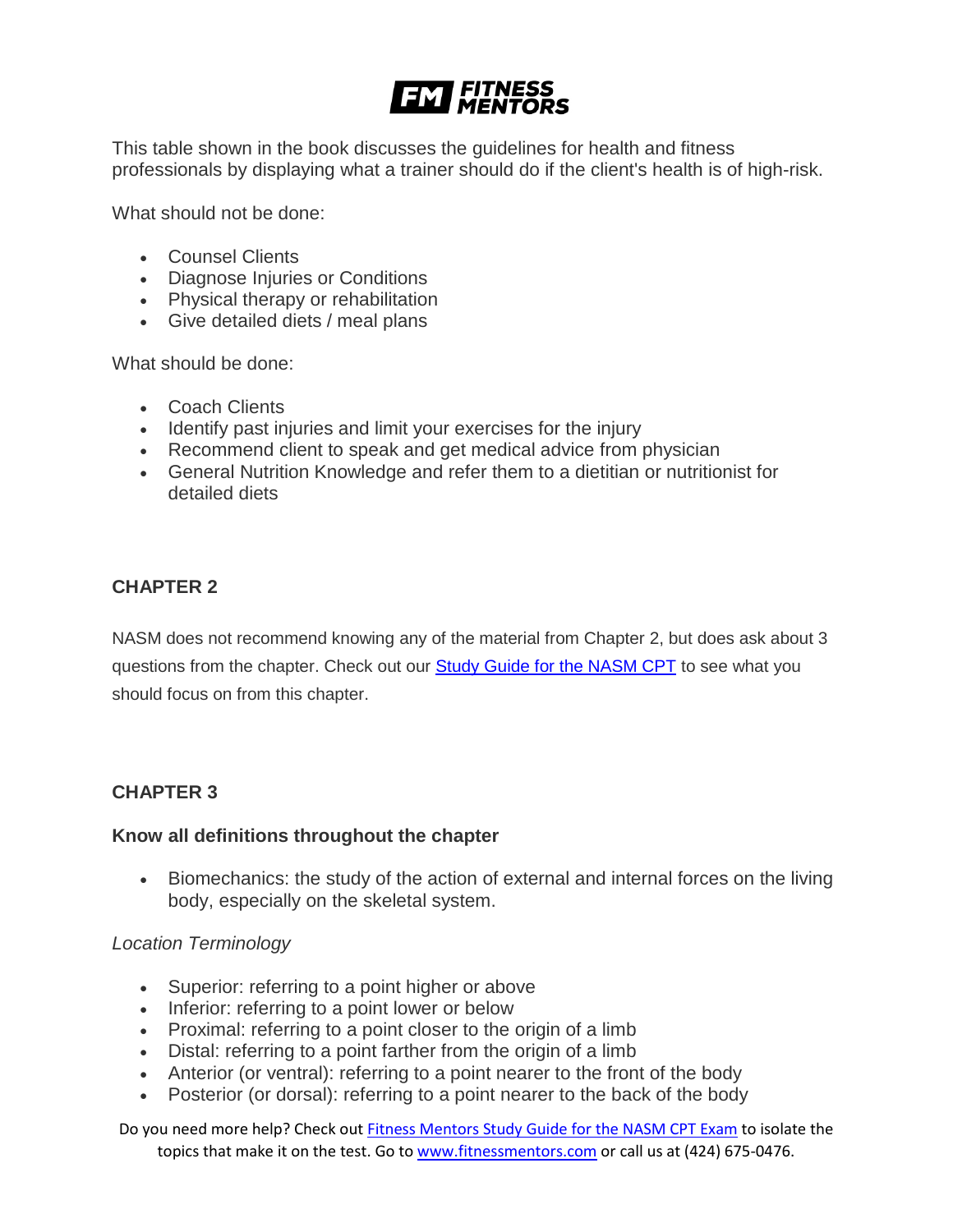This table shown in the book discusses the guidelines for health and fitness professionals by displaying what a trainer should do if the client's health is of high-risk.

What should not be done:

- Counsel Clients
- Diagnose Injuries or Conditions
- Physical therapy or rehabilitation
- Give detailed diets / meal plans

What should be done:

- Coach Clients
- Identify past injuries and limit your exercises for the injury
- Recommend client to speak and get medical advice from physician
- General Nutrition Knowledge and refer them to a dietitian or nutritionist for detailed diets

## CHAPTER 2

NASM does not recommend knowing any of the material from Chapter 2, but does ask about 3 questions from the chapter. Check out our [Study Guide for the NASM CPT] to see what you should focus on from this chapter.

## CHAPTER 3

### Know all definitions throughout the chapter

- Biomechanics: the study of the action of external and internal forces on the living body, especially on the skeletal system.

*Location Terminology*

- Superior: referring to a point higher or above
- Inferior: referring to a point lower or below
- Proximal: referring to a point closer to the origin of a limb
- Distal: referring to a point farther from the origin of a limb
- Anterior (or ventral): referring to a point nearer to the front of the body
- Posterior (or dorsal): referring to a point nearer to the back of the body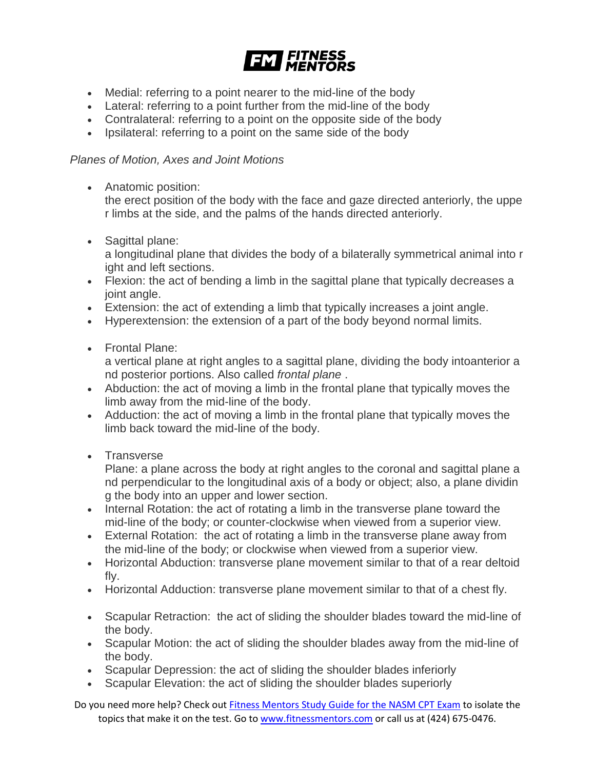- Medial: referring to a point nearer to the mid-line of the body
- Lateral: referring to a point further from the mid-line of the body
- Contralateral: referring to a point on the opposite side of the body
- Ipsilateral: referring to a point on the same side of the body

*Planes of Motion, Axes and Joint Motions*

- Anatomic position:
  the erect position of the body with the face and gaze directed anteriorly, the upper limbs at the side, and the palms of the hands directed anteriorly.

- Sagittal plane:
  a longitudinal plane that divides the body of a bilaterally symmetrical animal into right and left sections.
- Flexion: the act of bending a limb in the sagittal plane that typically decreases a joint angle.
- Extension: the act of extending a limb that typically increases a joint angle.
- Hyperextension: the extension of a part of the body beyond normal limits.

- Frontal Plane:
  a vertical plane at right angles to a sagittal plane, dividing the body intoanterior and posterior portions. Also called *frontal plane* .
- Abduction: the act of moving a limb in the frontal plane that typically moves the limb away from the mid-line of the body.
- Adduction: the act of moving a limb in the frontal plane that typically moves the limb back toward the mid-line of the body.

- Transverse
  Plane: a plane across the body at right angles to the coronal and sagittal plane and perpendicular to the longitudinal axis of a body or object; also, a plane dividing the body into an upper and lower section.
- Internal Rotation: the act of rotating a limb in the transverse plane toward the mid-line of the body; or counter-clockwise when viewed from a superior view.
- External Rotation: the act of rotating a limb in the transverse plane away from the mid-line of the body; or clockwise when viewed from a superior view.
- Horizontal Abduction: transverse plane movement similar to that of a rear deltoid fly.
- Horizontal Adduction: transverse plane movement similar to that of a chest fly.

- Scapular Retraction: the act of sliding the shoulder blades toward the mid-line of the body.
- Scapular Motion: the act of sliding the shoulder blades away from the mid-line of the body.
- Scapular Depression: the act of sliding the shoulder blades inferiorly
- Scapular Elevation: the act of sliding the shoulder blades superiorly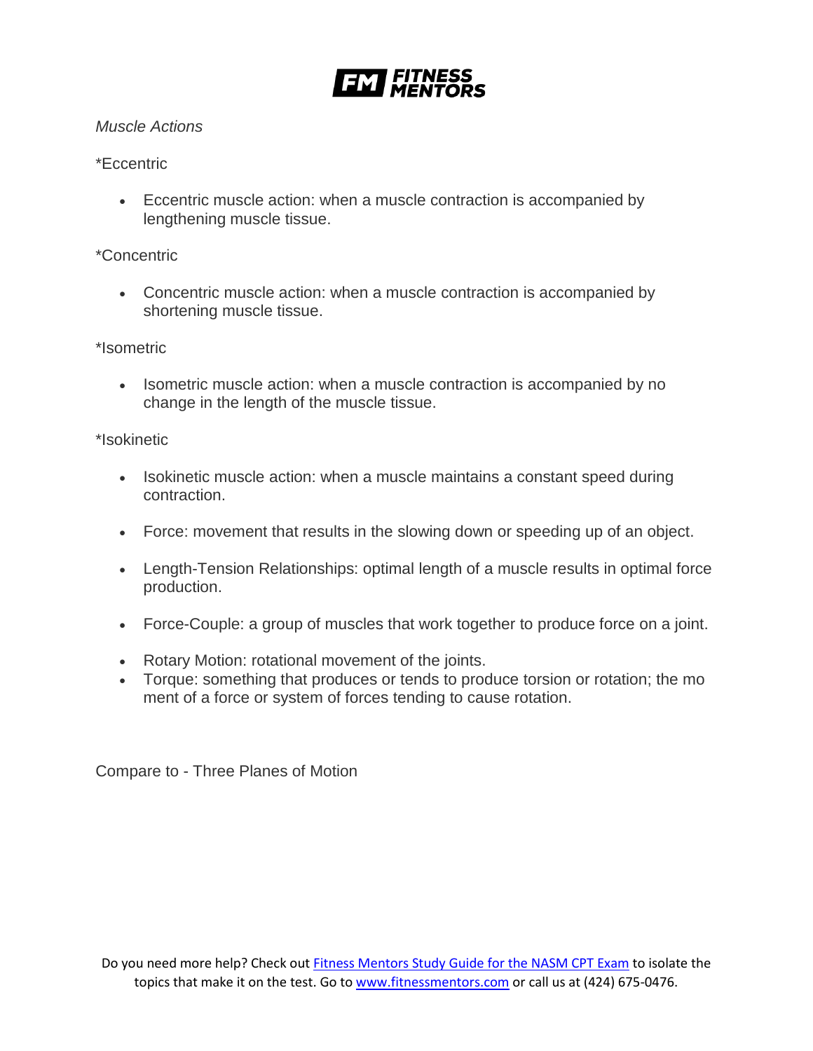*Muscle Actions*

*Eccentric

- Eccentric muscle action: when a muscle contraction is accompanied by lengthening muscle tissue.

*Concentric

- Concentric muscle action: when a muscle contraction is accompanied by shortening muscle tissue.

*Isometric

- Isometric muscle action: when a muscle contraction is accompanied by no change in the length of the muscle tissue.

*Isokinetic

- Isokinetic muscle action: when a muscle maintains a constant speed during contraction.

- Force: movement that results in the slowing down or speeding up of an object.

- Length-Tension Relationships: optimal length of a muscle results in optimal force production.

- Force-Couple: a group of muscles that work together to produce force on a joint.

- Rotary Motion: rotational movement of the joints.
- Torque: something that produces or tends to produce torsion or rotation; the mo ment of a force or system of forces tending to cause rotation.

Compare to - Three Planes of Motion

Do you need more help? Check out [Fitness Mentors Study Guide for the NASM CPT Exam]() to isolate the topics that make it on the test. Go to [www.fitnessmentors.com]() or call us at (424) 675-0476.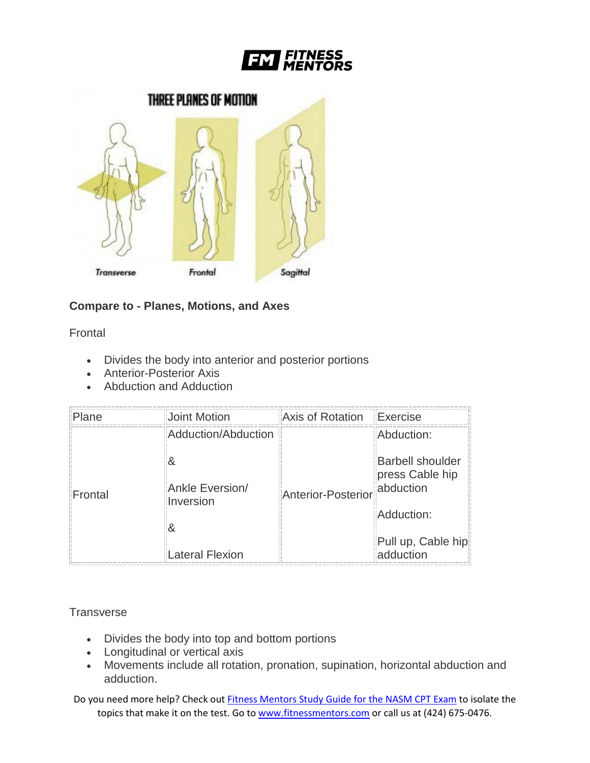Compare to - Planes, Motions, and Axes

Frontal

- Divides the body into anterior and posterior portions
- Anterior-Posterior Axis
- Abduction and Adduction

| Plane | Joint Motion | Axis of Rotation | Exercise |
|---|---|---|---|
| Frontal | Adduction/Abduction<br><br>&<br><br>Ankle Eversion/ Inversion<br><br>&<br><br>Lateral Flexion | Anterior-Posterior | Abduction:<br><br>Barbell shoulder press Cable hip abduction<br><br>Adduction:<br><br>Pull up, Cable hip adduction |

Transverse

- Divides the body into top and bottom portions
- Longitudinal or vertical axis
- Movements include all rotation, pronation, supination, horizontal abduction and adduction.

Do you need more help? Check out Fitness Mentors Study Guide for the NASM CPT Exam to isolate the topics that make it on the test. Go to www.fitnessmentors.com or call us at (424) 675-0476.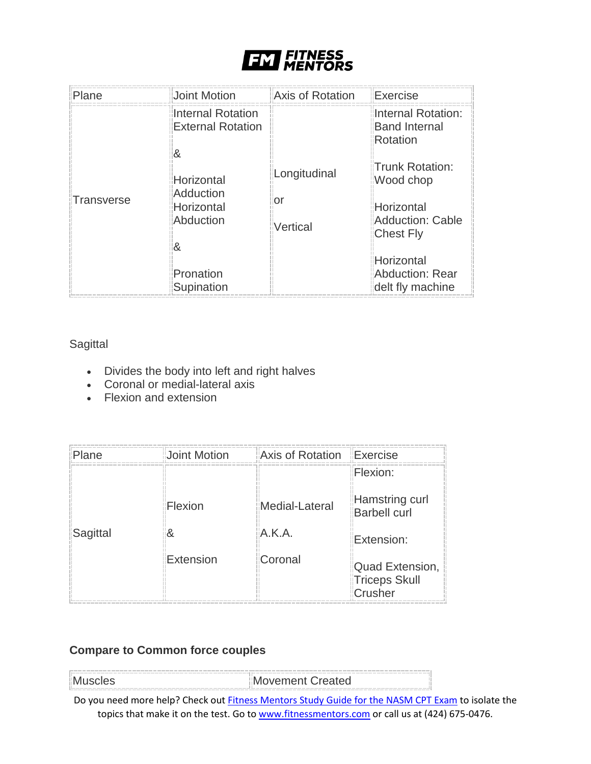| Plane | Joint Motion | Axis of Rotation | Exercise |
|---|---|---|---|
| Transverse | Internal Rotation External Rotation<br><br>&<br><br>Horizontal Adduction Horizontal Abduction<br><br>&<br><br>Pronation Supination | Longitudinal<br><br>or<br><br>Vertical | Internal Rotation: Band Internal Rotation<br><br>Trunk Rotation: Wood chop<br><br>Horizontal Adduction: Cable Chest Fly<br><br>Horizontal Abduction: Rear delt fly machine |

Sagittal

- Divides the body into left and right halves
- Coronal or medial-lateral axis
- Flexion and extension

| Plane | Joint Motion | Axis of Rotation | Exercise |
|---|---|---|---|
| Sagittal | Flexion<br><br>&<br><br>Extension | Medial-Lateral<br><br>A.K.A.<br><br>Coronal | Flexion:<br><br>Hamstring curl Barbell curl<br><br>Extension:<br><br>Quad Extension, Triceps Skull Crusher |

**Compare to Common force couples**

| Muscles | Movement Created |
|---|---|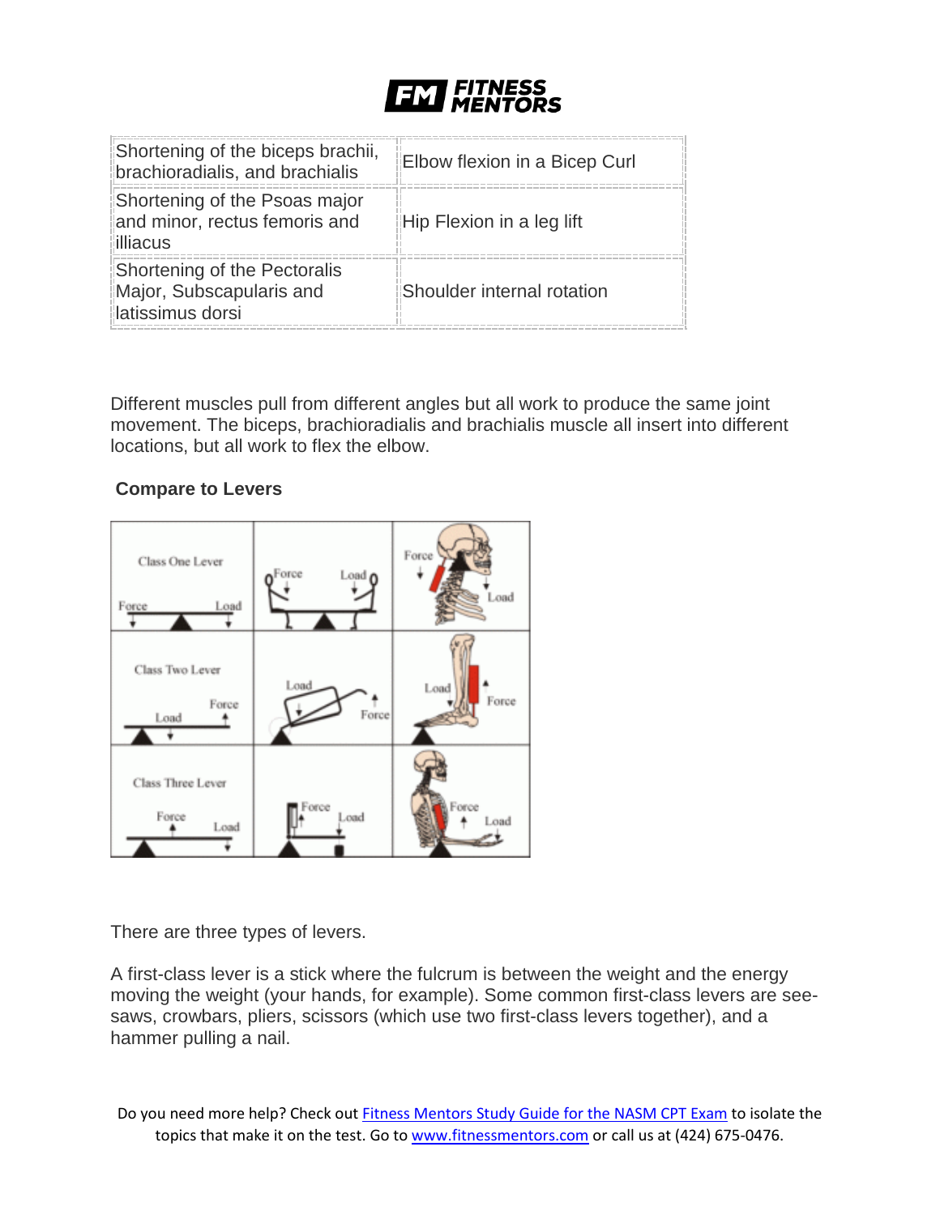| Shortening of the biceps brachii, brachioradialis, and brachialis | Elbow flexion in a Bicep Curl |
|---|---|
| Shortening of the Psoas major and minor, rectus femoris and illiacus | Hip Flexion in a leg lift |
| Shortening of the Pectoralis Major, Subscapularis and latissimus dorsi | Shoulder internal rotation |

Different muscles pull from different angles but all work to produce the same joint movement. The biceps, brachioradialis and brachialis muscle all insert into different locations, but all work to flex the elbow.

**Compare to Levers**

There are three types of levers.

A first-class lever is a stick where the fulcrum is between the weight and the energy moving the weight (your hands, for example). Some common first-class levers are see-saws, crowbars, pliers, scissors (which use two first-class levers together), and a hammer pulling a nail.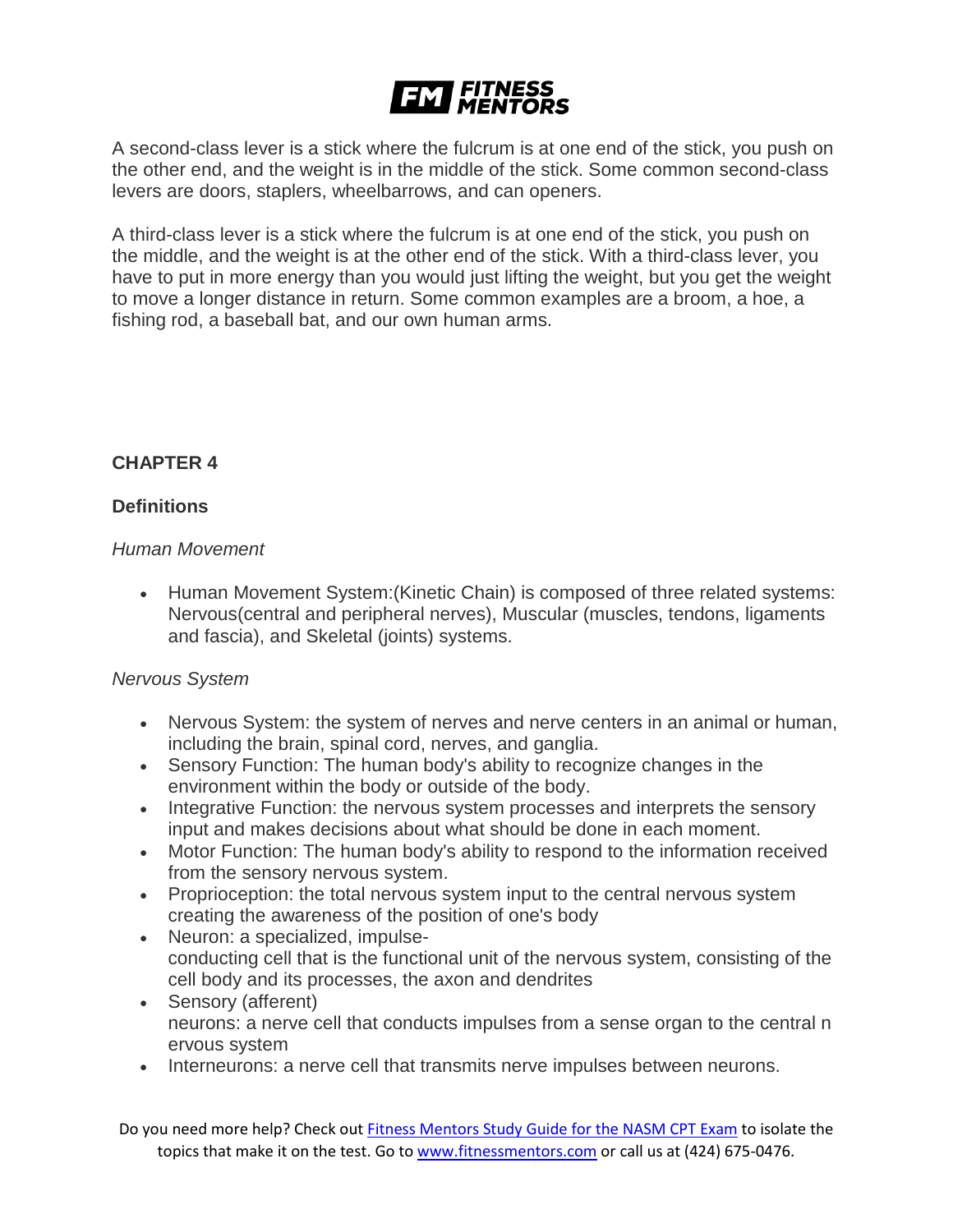A second-class lever is a stick where the fulcrum is at one end of the stick, you push on the other end, and the weight is in the middle of the stick. Some common second-class levers are doors, staplers, wheelbarrows, and can openers.

A third-class lever is a stick where the fulcrum is at one end of the stick, you push on the middle, and the weight is at the other end of the stick. With a third-class lever, you have to put in more energy than you would just lifting the weight, but you get the weight to move a longer distance in return. Some common examples are a broom, a hoe, a fishing rod, a baseball bat, and our own human arms.

## CHAPTER 4

### Definitions

*Human Movement*

- Human Movement System:(Kinetic Chain) is composed of three related systems: Nervous(central and peripheral nerves), Muscular (muscles, tendons, ligaments and fascia), and Skeletal (joints) systems.

*Nervous System*

- Nervous System: the system of nerves and nerve centers in an animal or human, including the brain, spinal cord, nerves, and ganglia.
- Sensory Function: The human body's ability to recognize changes in the environment within the body or outside of the body.
- Integrative Function: the nervous system processes and interprets the sensory input and makes decisions about what should be done in each moment.
- Motor Function: The human body's ability to respond to the information received from the sensory nervous system.
- Proprioception: the total nervous system input to the central nervous system creating the awareness of the position of one's body
- Neuron: a specialized, impulse-conducting cell that is the functional unit of the nervous system, consisting of the cell body and its processes, the axon and dendrites
- Sensory (afferent) neurons: a nerve cell that conducts impulses from a sense organ to the central nervous system
- Interneurons: a nerve cell that transmits nerve impulses between neurons.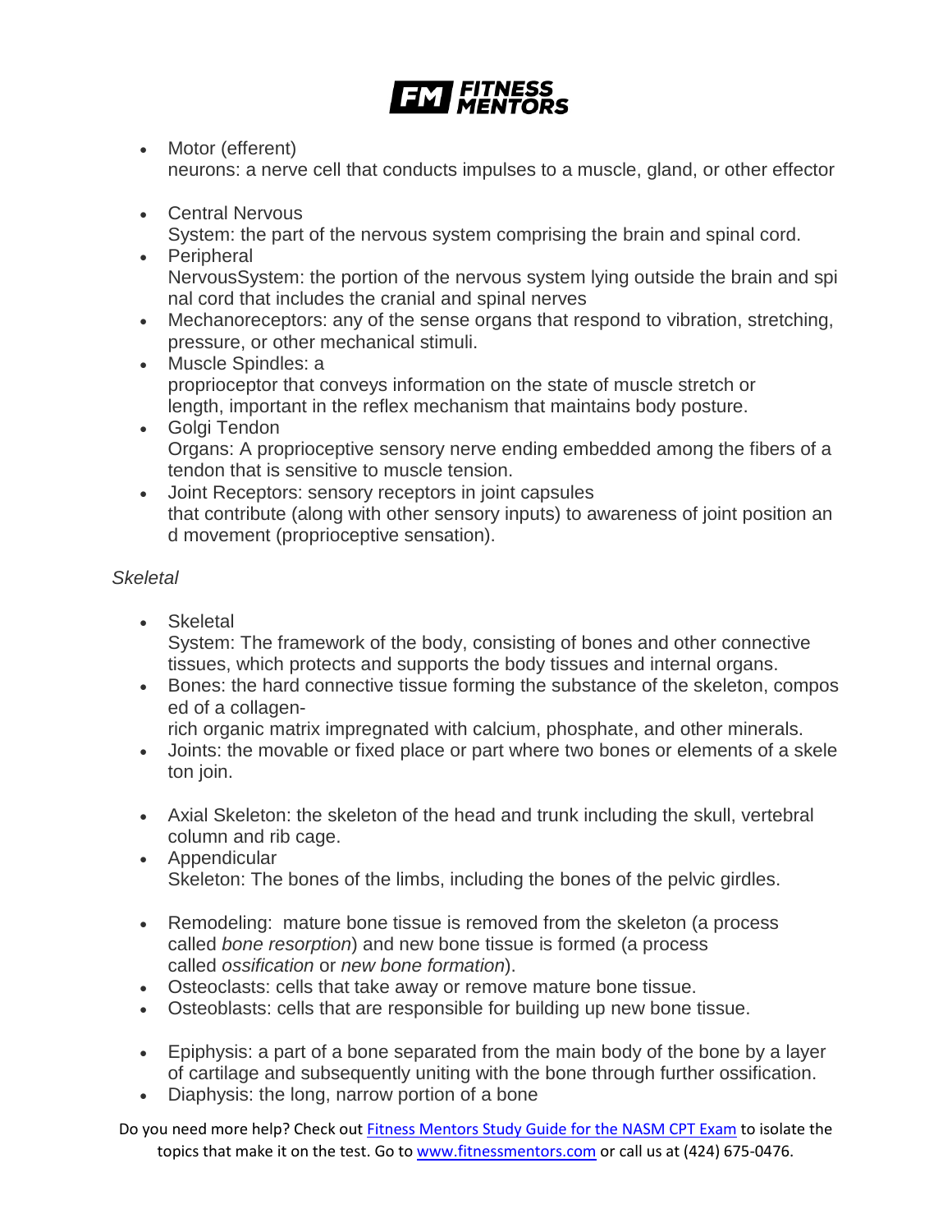- Motor (efferent) neurons: a nerve cell that conducts impulses to a muscle, gland, or other effector

- Central Nervous System: the part of the nervous system comprising the brain and spinal cord.
- Peripheral NervousSystem: the portion of the nervous system lying outside the brain and spinal cord that includes the cranial and spinal nerves
- Mechanoreceptors: any of the sense organs that respond to vibration, stretching, pressure, or other mechanical stimuli.
- Muscle Spindles: a proprioceptor that conveys information on the state of muscle stretch or length, important in the reflex mechanism that maintains body posture.
- Golgi Tendon Organs: A proprioceptive sensory nerve ending embedded among the fibers of a tendon that is sensitive to muscle tension.
- Joint Receptors: sensory receptors in joint capsules that contribute (along with other sensory inputs) to awareness of joint position and movement (proprioceptive sensation).

*Skeletal*

- Skeletal System: The framework of the body, consisting of bones and other connective tissues, which protects and supports the body tissues and internal organs.
- Bones: the hard connective tissue forming the substance of the skeleton, composed of a collagen-rich organic matrix impregnated with calcium, phosphate, and other minerals.
- Joints: the movable or fixed place or part where two bones or elements of a skeleton join.

- Axial Skeleton: the skeleton of the head and trunk including the skull, vertebral column and rib cage.
- Appendicular Skeleton: The bones of the limbs, including the bones of the pelvic girdles.

- Remodeling: mature bone tissue is removed from the skeleton (a process called *bone resorption*) and new bone tissue is formed (a process called *ossification* or *new bone formation*).
- Osteoclasts: cells that take away or remove mature bone tissue.
- Osteoblasts: cells that are responsible for building up new bone tissue.

- Epiphysis: a part of a bone separated from the main body of the bone by a layer of cartilage and subsequently uniting with the bone through further ossification.
- Diaphysis: the long, narrow portion of a bone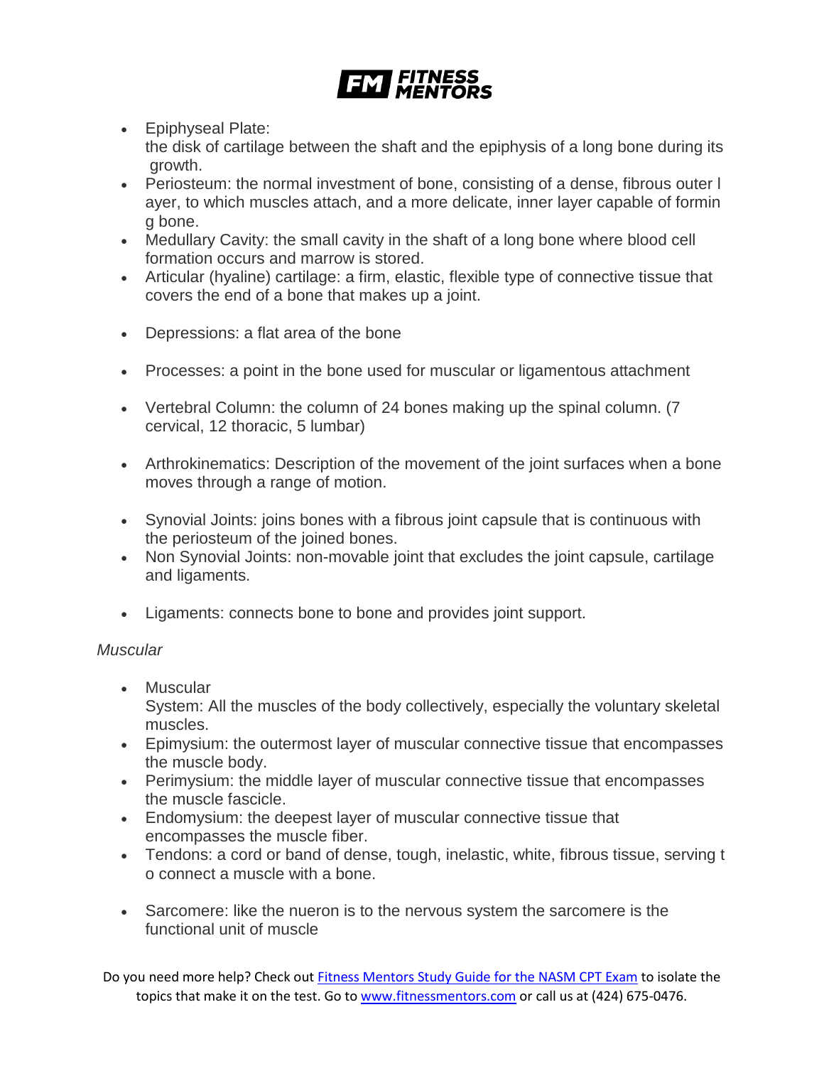- Epiphyseal Plate: the disk of cartilage between the shaft and the epiphysis of a long bone during its growth.
- Periosteum: the normal investment of bone, consisting of a dense, fibrous outer layer, to which muscles attach, and a more delicate, inner layer capable of forming bone.
- Medullary Cavity: the small cavity in the shaft of a long bone where blood cell formation occurs and marrow is stored.
- Articular (hyaline) cartilage: a firm, elastic, flexible type of connective tissue that covers the end of a bone that makes up a joint.
- Depressions: a flat area of the bone
- Processes: a point in the bone used for muscular or ligamentous attachment
- Vertebral Column: the column of 24 bones making up the spinal column. (7 cervical, 12 thoracic, 5 lumbar)
- Arthrokinematics: Description of the movement of the joint surfaces when a bone moves through a range of motion.
- Synovial Joints: joins bones with a fibrous joint capsule that is continuous with the periosteum of the joined bones.
- Non Synovial Joints: non-movable joint that excludes the joint capsule, cartilage and ligaments.
- Ligaments: connects bone to bone and provides joint support.

*Muscular*

- Muscular System: All the muscles of the body collectively, especially the voluntary skeletal muscles.
- Epimysium: the outermost layer of muscular connective tissue that encompasses the muscle body.
- Perimysium: the middle layer of muscular connective tissue that encompasses the muscle fascicle.
- Endomysium: the deepest layer of muscular connective tissue that encompasses the muscle fiber.
- Tendons: a cord or band of dense, tough, inelastic, white, fibrous tissue, serving to connect a muscle with a bone.
- Sarcomere: like the nueron is to the nervous system the sarcomere is the functional unit of muscle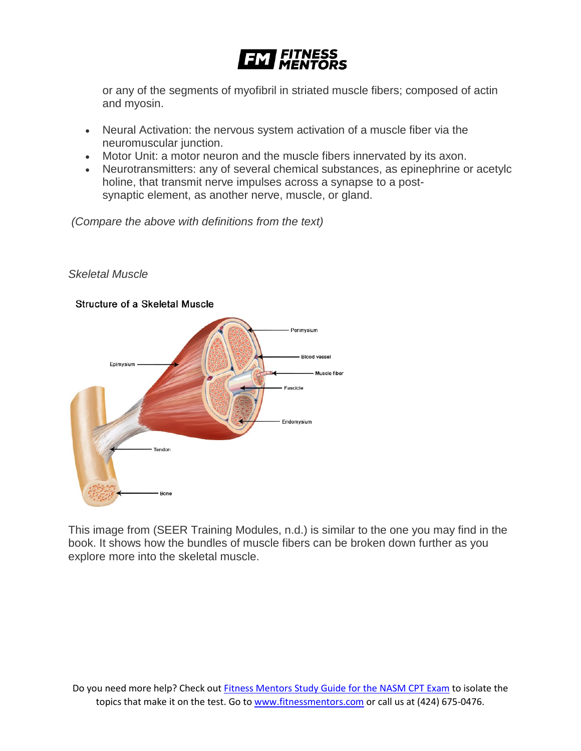or any of the segments of myofibril in striated muscle fibers; composed of actin and myosin.

- Neural Activation: the nervous system activation of a muscle fiber via the neuromuscular junction.
- Motor Unit: a motor neuron and the muscle fibers innervated by its axon.
- Neurotransmitters: any of several chemical substances, as epinephrine or acetylc holine, that transmit nerve impulses across a synapse to a post-synaptic element, as another nerve, muscle, or gland.

*(Compare the above with definitions from the text)*

*Skeletal Muscle*

Structure of a Skeletal Muscle

Perimysium
Blood vessel
Muscle fiber
Fascicle
Endomysium
Epimysium
Tendon
Bone

This image from (SEER Training Modules, n.d.) is similar to the one you may find in the book. It shows how the bundles of muscle fibers can be broken down further as you explore more into the skeletal muscle.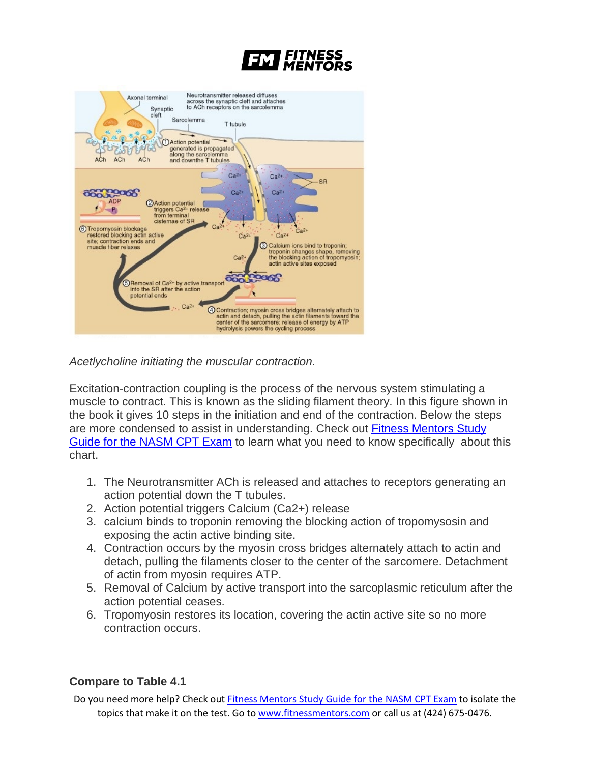*Acetlycholine initiating the muscular contraction.*

Excitation-contraction coupling is the process of the nervous system stimulating a muscle to contract. This is known as the sliding filament theory. In this figure shown in the book it gives 10 steps in the initiation and end of the contraction. Below the steps are more condensed to assist in understanding. Check out Fitness Mentors Study Guide for the NASM CPT Exam to learn what you need to know specifically about this chart.

1. The Neurotransmitter ACh is released and attaches to receptors generating an action potential down the T tubules.
2. Action potential triggers Calcium (Ca2+) release
3. calcium binds to troponin removing the blocking action of tropomysosin and exposing the actin active binding site.
4. Contraction occurs by the myosin cross bridges alternately attach to actin and detach, pulling the filaments closer to the center of the sarcomere. Detachment of actin from myosin requires ATP.
5. Removal of Calcium by active transport into the sarcoplasmic reticulum after the action potential ceases.
6. Tropomyosin restores its location, covering the actin active site so no more contraction occurs.

### Compare to Table 4.1

Do you need more help? Check out Fitness Mentors Study Guide for the NASM CPT Exam to isolate the topics that make it on the test. Go to www.fitnessmentors.com or call us at (424) 675-0476.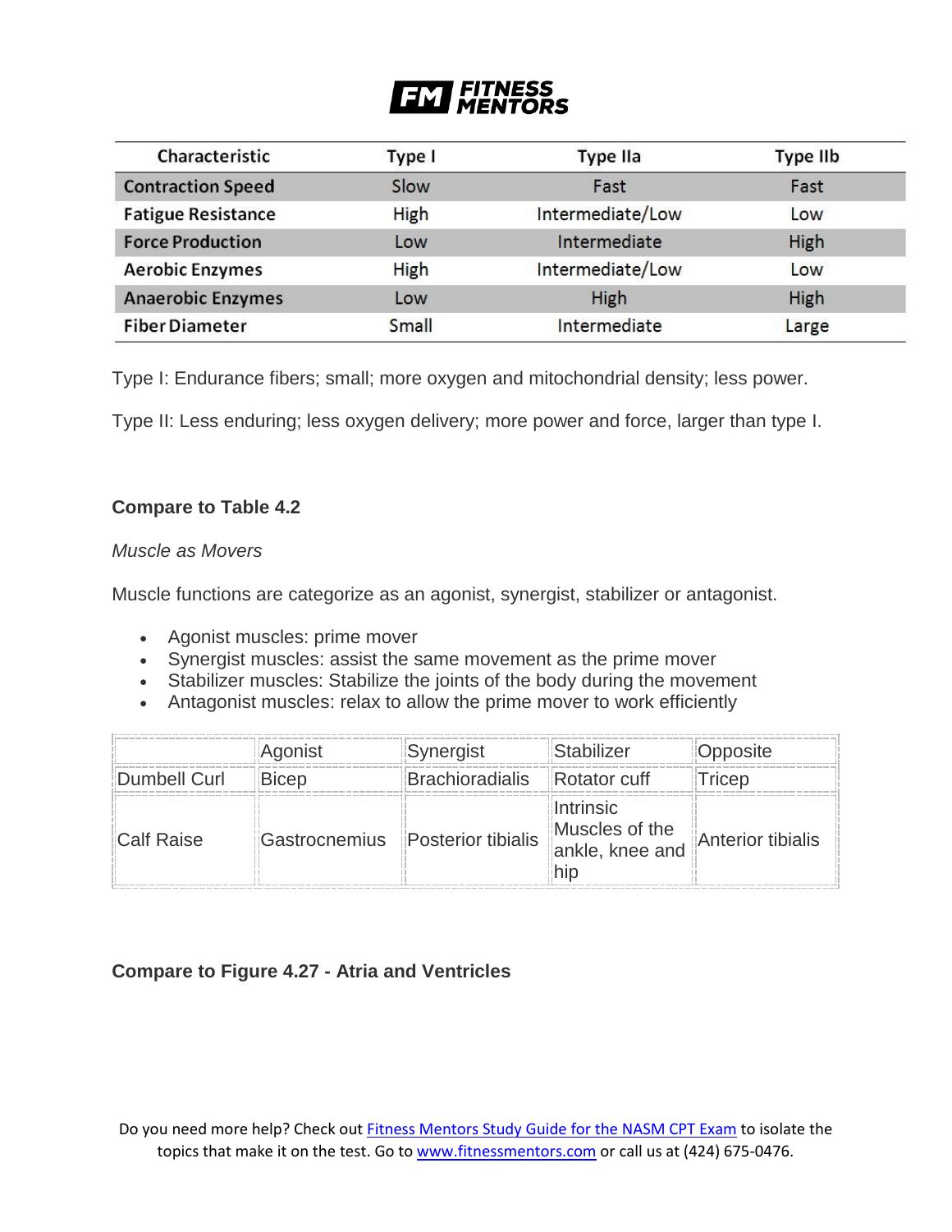| Characteristic | Type I | Type IIa | Type IIb |
|---|---|---|---|
| Contraction Speed | Slow | Fast | Fast |
| Fatigue Resistance | High | Intermediate/Low | Low |
| Force Production | Low | Intermediate | High |
| Aerobic Enzymes | High | Intermediate/Low | Low |
| Anaerobic Enzymes | Low | High | High |
| Fiber Diameter | Small | Intermediate | Large |

Type I: Endurance fibers; small; more oxygen and mitochondrial density; less power.

Type II: Less enduring; less oxygen delivery; more power and force, larger than type I.

**Compare to Table 4.2**

*Muscle as Movers*

Muscle functions are categorize as an agonist, synergist, stabilizer or antagonist.

- Agonist muscles: prime mover
- Synergist muscles: assist the same movement as the prime mover
- Stabilizer muscles: Stabilize the joints of the body during the movement
- Antagonist muscles: relax to allow the prime mover to work efficiently

| | Agonist | Synergist | Stabilizer | Opposite |
|---|---|---|---|---|
| Dumbell Curl | Bicep | Brachioradialis | Rotator cuff | Tricep |
| Calf Raise | Gastrocnemius | Posterior tibialis | Intrinsic Muscles of the ankle, knee and hip | Anterior tibialis |

**Compare to Figure 4.27 - Atria and Ventricles**

Do you need more help? Check out Fitness Mentors Study Guide for the NASM CPT Exam to isolate the topics that make it on the test. Go to www.fitnessmentors.com or call us at (424) 675-0476.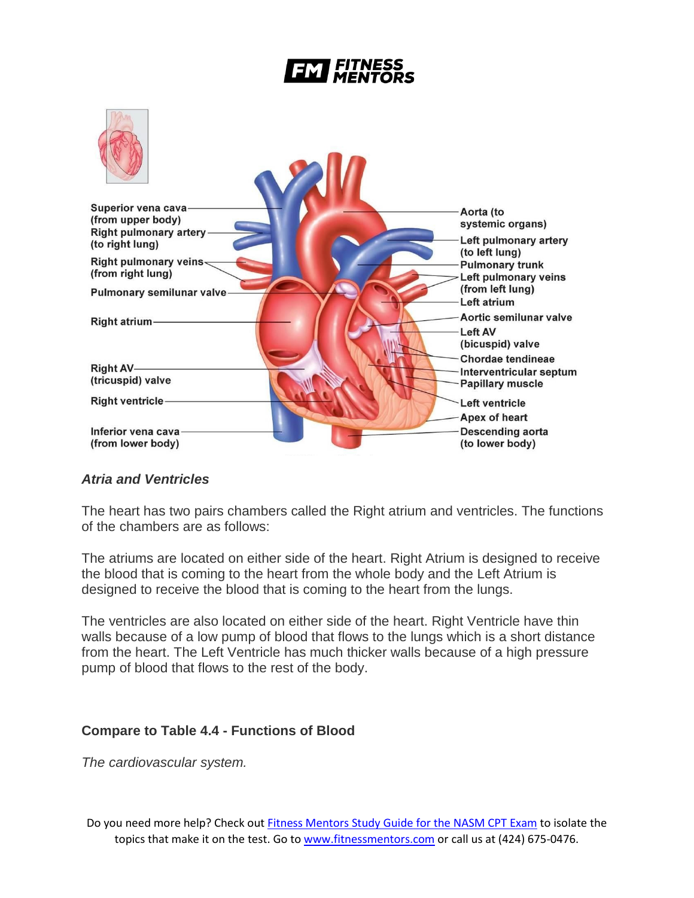### *Atria and Ventricles*

The heart has two pairs chambers called the Right atrium and ventricles. The functions of the chambers are as follows:

The atriums are located on either side of the heart. Right Atrium is designed to receive the blood that is coming to the heart from the whole body and the Left Atrium is designed to receive the blood that is coming to the heart from the lungs.

The ventricles are also located on either side of the heart. Right Ventricle have thin walls because of a low pump of blood that flows to the lungs which is a short distance from the heart. The Left Ventricle has much thicker walls because of a high pressure pump of blood that flows to the rest of the body.

### Compare to Table 4.4 - Functions of Blood

*The cardiovascular system.*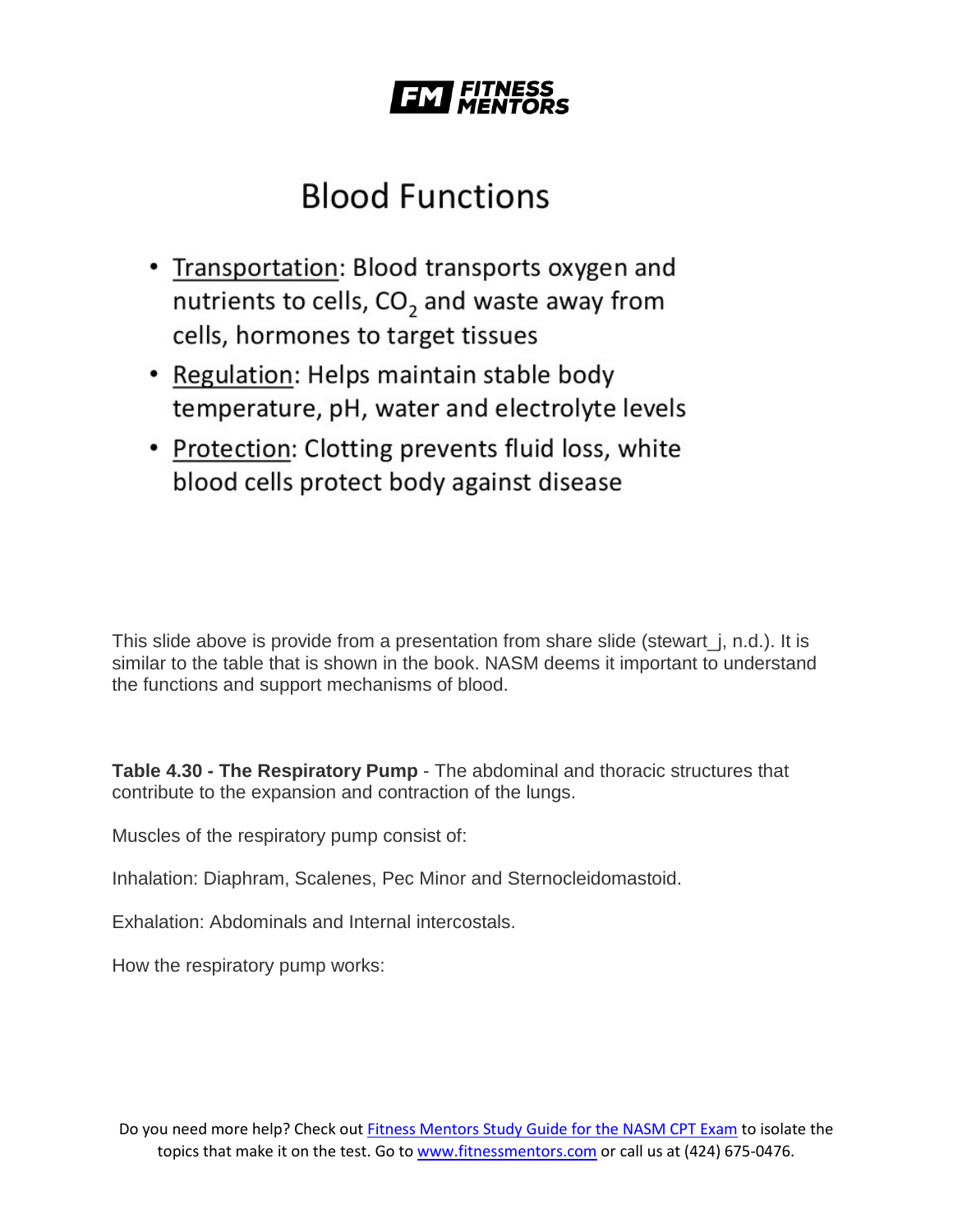# Blood Functions

- Transportation: Blood transports oxygen and nutrients to cells, $CO_2$ and waste away from cells, hormones to target tissues
- Regulation: Helps maintain stable body temperature, pH, water and electrolyte levels
- Protection: Clotting prevents fluid loss, white blood cells protect body against disease

This slide above is provide from a presentation from share slide (stewart_j, n.d.). It is similar to the table that is shown in the book. NASM deems it important to understand the functions and support mechanisms of blood.

**Table 4.30 - The Respiratory Pump** - The abdominal and thoracic structures that contribute to the expansion and contraction of the lungs.

Muscles of the respiratory pump consist of:

Inhalation: Diaphram, Scalenes, Pec Minor and Sternocleidomastoid.

Exhalation: Abdominals and Internal intercostals.

How the respiratory pump works: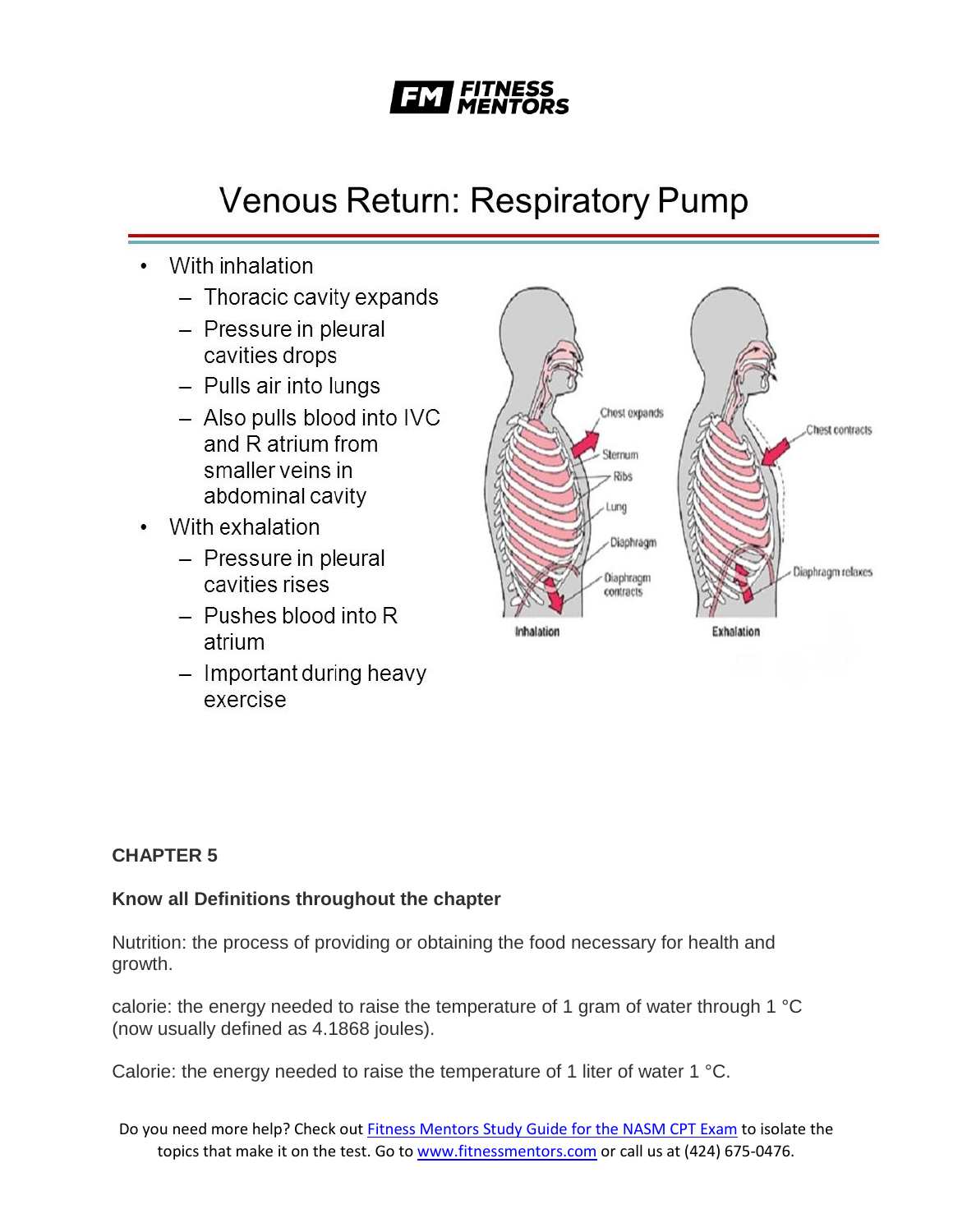# Venous Return: Respiratory Pump

- With inhalation
  - Thoracic cavity expands
  - Pressure in pleural cavities drops
  - Pulls air into lungs
  - Also pulls blood into IVC and R atrium from smaller veins in abdominal cavity
- With exhalation
  - Pressure in pleural cavities rises
  - Pushes blood into R atrium
  - Important during heavy exercise

**CHAPTER 5**

**Know all Definitions throughout the chapter**

Nutrition: the process of providing or obtaining the food necessary for health and growth.

calorie: the energy needed to raise the temperature of 1 gram of water through 1 °C (now usually defined as 4.1868 joules).

Calorie: the energy needed to raise the temperature of 1 liter of water 1 °C.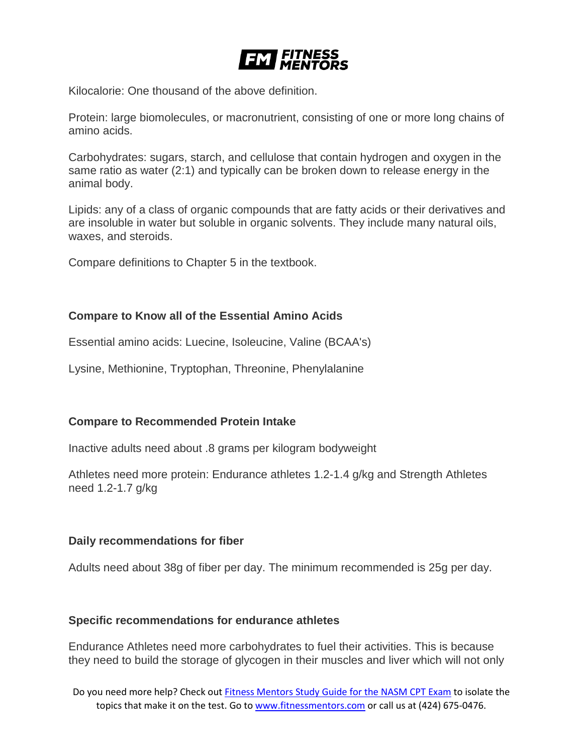Kilocalorie: One thousand of the above definition.

Protein: large biomolecules, or macronutrient, consisting of one or more long chains of amino acids.

Carbohydrates: sugars, starch, and cellulose that contain hydrogen and oxygen in the same ratio as water (2:1) and typically can be broken down to release energy in the animal body.

Lipids: any of a class of organic compounds that are fatty acids or their derivatives and are insoluble in water but soluble in organic solvents. They include many natural oils, waxes, and steroids.

Compare definitions to Chapter 5 in the textbook.

### Compare to Know all of the Essential Amino Acids

Essential amino acids: Luecine, Isoleucine, Valine (BCAA's)

Lysine, Methionine, Tryptophan, Threonine, Phenylalanine

### Compare to Recommended Protein Intake

Inactive adults need about .8 grams per kilogram bodyweight

Athletes need more protein: Endurance athletes 1.2-1.4 g/kg and Strength Athletes need 1.2-1.7 g/kg

### Daily recommendations for fiber

Adults need about 38g of fiber per day. The minimum recommended is 25g per day.

### Specific recommendations for endurance athletes

Endurance Athletes need more carbohydrates to fuel their activities. This is because they need to build the storage of glycogen in their muscles and liver which will not only

Do you need more help? Check out Fitness Mentors Study Guide for the NASM CPT Exam to isolate the topics that make it on the test. Go to www.fitnessmentors.com or call us at (424) 675-0476.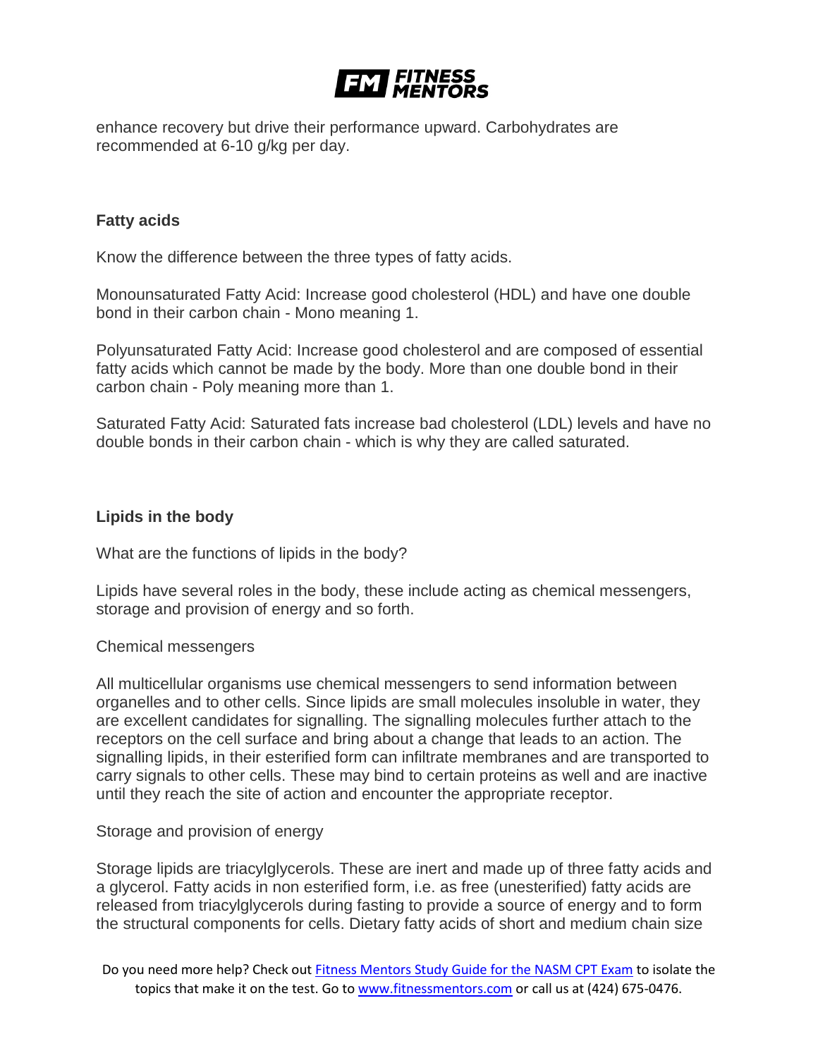enhance recovery but drive their performance upward. Carbohydrates are recommended at 6-10 g/kg per day.

**Fatty acids**

Know the difference between the three types of fatty acids.

Monounsaturated Fatty Acid: Increase good cholesterol (HDL) and have one double bond in their carbon chain - Mono meaning 1.

Polyunsaturated Fatty Acid: Increase good cholesterol and are composed of essential fatty acids which cannot be made by the body. More than one double bond in their carbon chain - Poly meaning more than 1.

Saturated Fatty Acid: Saturated fats increase bad cholesterol (LDL) levels and have no double bonds in their carbon chain - which is why they are called saturated.

**Lipids in the body**

What are the functions of lipids in the body?

Lipids have several roles in the body, these include acting as chemical messengers, storage and provision of energy and so forth.

Chemical messengers

All multicellular organisms use chemical messengers to send information between organelles and to other cells. Since lipids are small molecules insoluble in water, they are excellent candidates for signalling. The signalling molecules further attach to the receptors on the cell surface and bring about a change that leads to an action. The signalling lipids, in their esterified form can infiltrate membranes and are transported to carry signals to other cells. These may bind to certain proteins as well and are inactive until they reach the site of action and encounter the appropriate receptor.

Storage and provision of energy

Storage lipids are triacylglycerols. These are inert and made up of three fatty acids and a glycerol. Fatty acids in non esterified form, i.e. as free (unesterified) fatty acids are released from triacylglycerols during fasting to provide a source of energy and to form the structural components for cells. Dietary fatty acids of short and medium chain size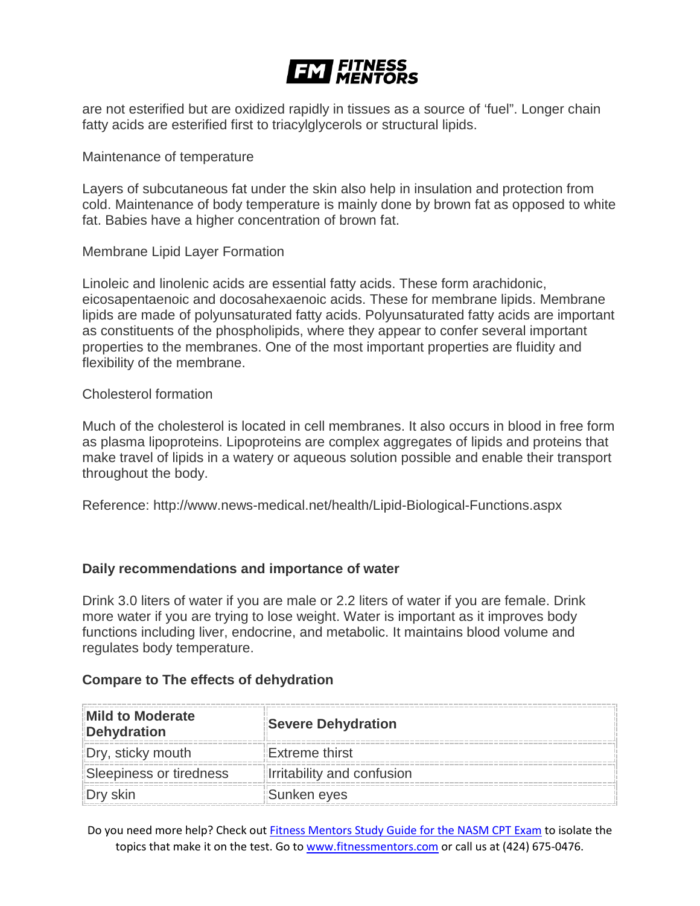are not esterified but are oxidized rapidly in tissues as a source of 'fuel". Longer chain fatty acids are esterified first to triacylglycerols or structural lipids.

Maintenance of temperature

Layers of subcutaneous fat under the skin also help in insulation and protection from cold. Maintenance of body temperature is mainly done by brown fat as opposed to white fat. Babies have a higher concentration of brown fat.

Membrane Lipid Layer Formation

Linoleic and linolenic acids are essential fatty acids. These form arachidonic, eicosapentaenoic and docosahexaenoic acids. These for membrane lipids. Membrane lipids are made of polyunsaturated fatty acids. Polyunsaturated fatty acids are important as constituents of the phospholipids, where they appear to confer several important properties to the membranes. One of the most important properties are fluidity and flexibility of the membrane.

Cholesterol formation

Much of the cholesterol is located in cell membranes. It also occurs in blood in free form as plasma lipoproteins. Lipoproteins are complex aggregates of lipids and proteins that make travel of lipids in a watery or aqueous solution possible and enable their transport throughout the body.

Reference: http://www.news-medical.net/health/Lipid-Biological-Functions.aspx

**Daily recommendations and importance of water**

Drink 3.0 liters of water if you are male or 2.2 liters of water if you are female. Drink more water if you are trying to lose weight. Water is important as it improves body functions including liver, endocrine, and metabolic. It maintains blood volume and regulates body temperature.

**Compare to The effects of dehydration**

| Mild to Moderate Dehydration | Severe Dehydration |
|---|---|
| Dry, sticky mouth | Extreme thirst |
| Sleepiness or tiredness | Irritability and confusion |
| Dry skin | Sunken eyes |

Do you need more help? Check out Fitness Mentors Study Guide for the NASM CPT Exam to isolate the topics that make it on the test. Go to www.fitnessmentors.com or call us at (424) 675-0476.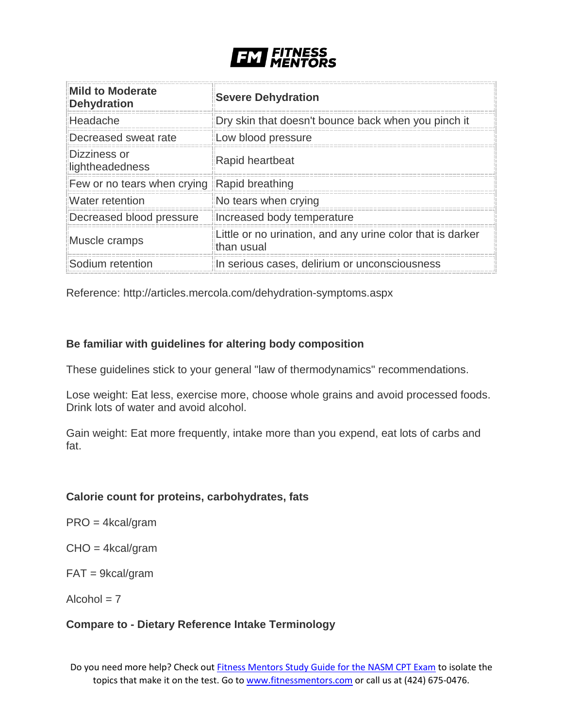| Mild to Moderate Dehydration | Severe Dehydration |
| --- | --- |
| Headache | Dry skin that doesn't bounce back when you pinch it |
| Decreased sweat rate | Low blood pressure |
| Dizziness or lightheadedness | Rapid heartbeat |
| Few or no tears when crying | Rapid breathing |
| Water retention | No tears when crying |
| Decreased blood pressure | Increased body temperature |
| Muscle cramps | Little or no urination, and any urine color that is darker than usual |
| Sodium retention | In serious cases, delirium or unconsciousness |

Reference: http://articles.mercola.com/dehydration-symptoms.aspx

**Be familiar with guidelines for altering body composition**

These guidelines stick to your general "law of thermodynamics" recommendations.

Lose weight: Eat less, exercise more, choose whole grains and avoid processed foods. Drink lots of water and avoid alcohol.

Gain weight: Eat more frequently, intake more than you expend, eat lots of carbs and fat.

**Calorie count for proteins, carbohydrates, fats**

PRO = 4kcal/gram

CHO = 4kcal/gram

FAT = 9kcal/gram

Alcohol = 7

**Compare to - Dietary Reference Intake Terminology**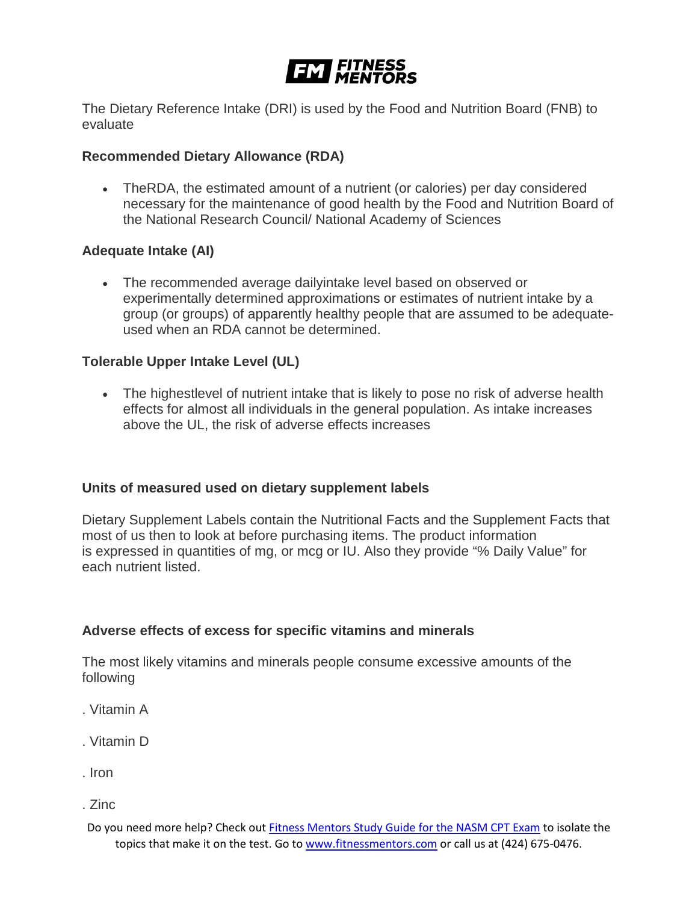The Dietary Reference Intake (DRI) is used by the Food and Nutrition Board (FNB) to evaluate

**Recommended Dietary Allowance (RDA)**

- TheRDA, the estimated amount of a nutrient (or calories) per day considered necessary for the maintenance of good health by the Food and Nutrition Board of the National Research Council/ National Academy of Sciences

**Adequate Intake (AI)**

- The recommended average dailyintake level based on observed or experimentally determined approximations or estimates of nutrient intake by a group (or groups) of apparently healthy people that are assumed to be adequate- used when an RDA cannot be determined.

**Tolerable Upper Intake Level (UL)**

- The highestlevel of nutrient intake that is likely to pose no risk of adverse health effects for almost all individuals in the general population. As intake increases above the UL, the risk of adverse effects increases

**Units of measured used on dietary supplement labels**

Dietary Supplement Labels contain the Nutritional Facts and the Supplement Facts that most of us then to look at before purchasing items. The product information is expressed in quantities of mg, or mcg or IU. Also they provide "% Daily Value" for each nutrient listed.

**Adverse effects of excess for specific vitamins and minerals**

The most likely vitamins and minerals people consume excessive amounts of the following

. Vitamin A

. Vitamin D

. Iron

. Zinc

Do you need more help? Check out Fitness Mentors Study Guide for the NASM CPT Exam to isolate the topics that make it on the test. Go to www.fitnessmentors.com or call us at (424) 675-0476.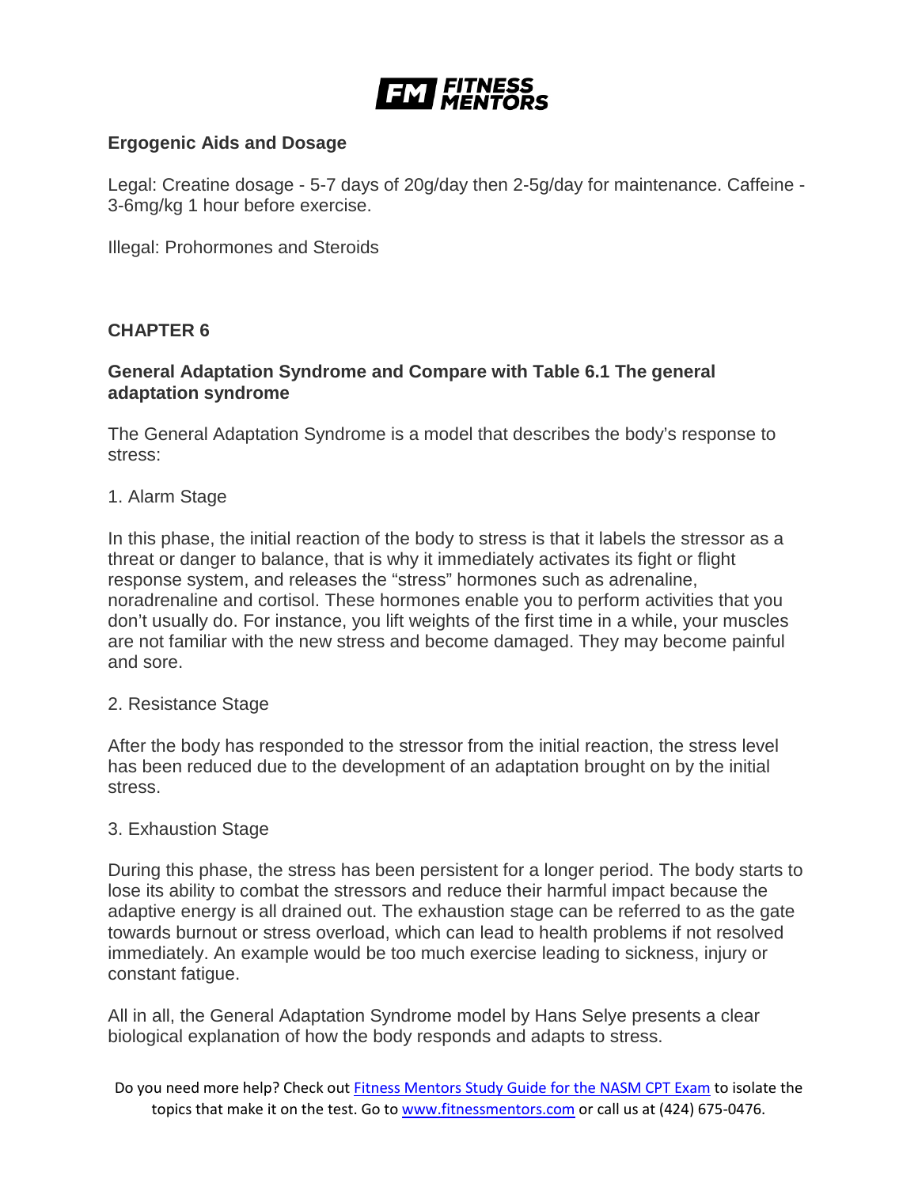**Ergogenic Aids and Dosage**

Legal: Creatine dosage - 5-7 days of 20g/day then 2-5g/day for maintenance. Caffeine - 3-6mg/kg 1 hour before exercise.

Illegal: Prohormones and Steroids

## CHAPTER 6

**General Adaptation Syndrome and Compare with Table 6.1 The general adaptation syndrome**

The General Adaptation Syndrome is a model that describes the body's response to stress:

1. Alarm Stage

In this phase, the initial reaction of the body to stress is that it labels the stressor as a threat or danger to balance, that is why it immediately activates its fight or flight response system, and releases the "stress" hormones such as adrenaline, noradrenaline and cortisol. These hormones enable you to perform activities that you don't usually do. For instance, you lift weights of the first time in a while, your muscles are not familiar with the new stress and become damaged. They may become painful and sore.

2. Resistance Stage

After the body has responded to the stressor from the initial reaction, the stress level has been reduced due to the development of an adaptation brought on by the initial stress.

3. Exhaustion Stage

During this phase, the stress has been persistent for a longer period. The body starts to lose its ability to combat the stressors and reduce their harmful impact because the adaptive energy is all drained out. The exhaustion stage can be referred to as the gate towards burnout or stress overload, which can lead to health problems if not resolved immediately. An example would be too much exercise leading to sickness, injury or constant fatigue.

All in all, the General Adaptation Syndrome model by Hans Selye presents a clear biological explanation of how the body responds and adapts to stress.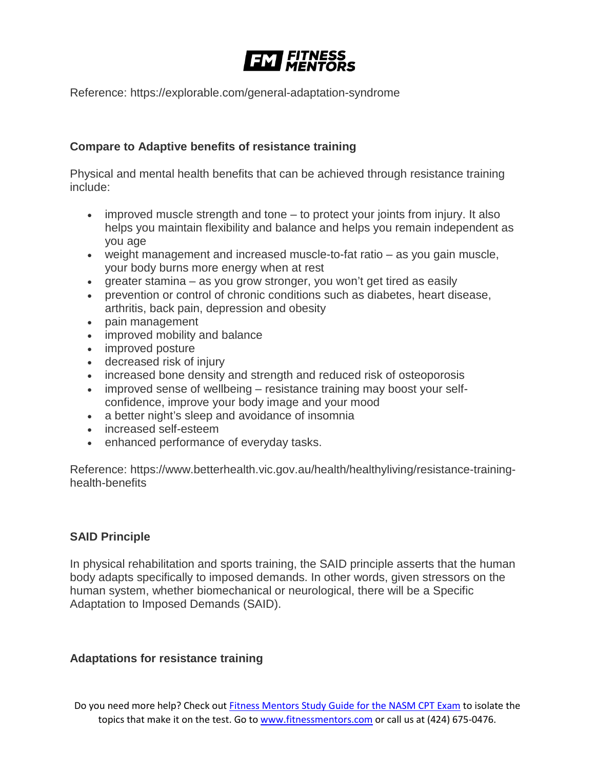Reference: https://explorable.com/general-adaptation-syndrome

### Compare to Adaptive benefits of resistance training

Physical and mental health benefits that can be achieved through resistance training include:

- improved muscle strength and tone – to protect your joints from injury. It also helps you maintain flexibility and balance and helps you remain independent as you age
- weight management and increased muscle-to-fat ratio – as you gain muscle, your body burns more energy when at rest
- greater stamina – as you grow stronger, you won't get tired as easily
- prevention or control of chronic conditions such as diabetes, heart disease, arthritis, back pain, depression and obesity
- pain management
- improved mobility and balance
- improved posture
- decreased risk of injury
- increased bone density and strength and reduced risk of osteoporosis
- improved sense of wellbeing – resistance training may boost your self-confidence, improve your body image and your mood
- a better night's sleep and avoidance of insomnia
- increased self-esteem
- enhanced performance of everyday tasks.

Reference: https://www.betterhealth.vic.gov.au/health/healthyliving/resistance-training-health-benefits

### SAID Principle

In physical rehabilitation and sports training, the SAID principle asserts that the human body adapts specifically to imposed demands. In other words, given stressors on the human system, whether biomechanical or neurological, there will be a Specific Adaptation to Imposed Demands (SAID).

### Adaptations for resistance training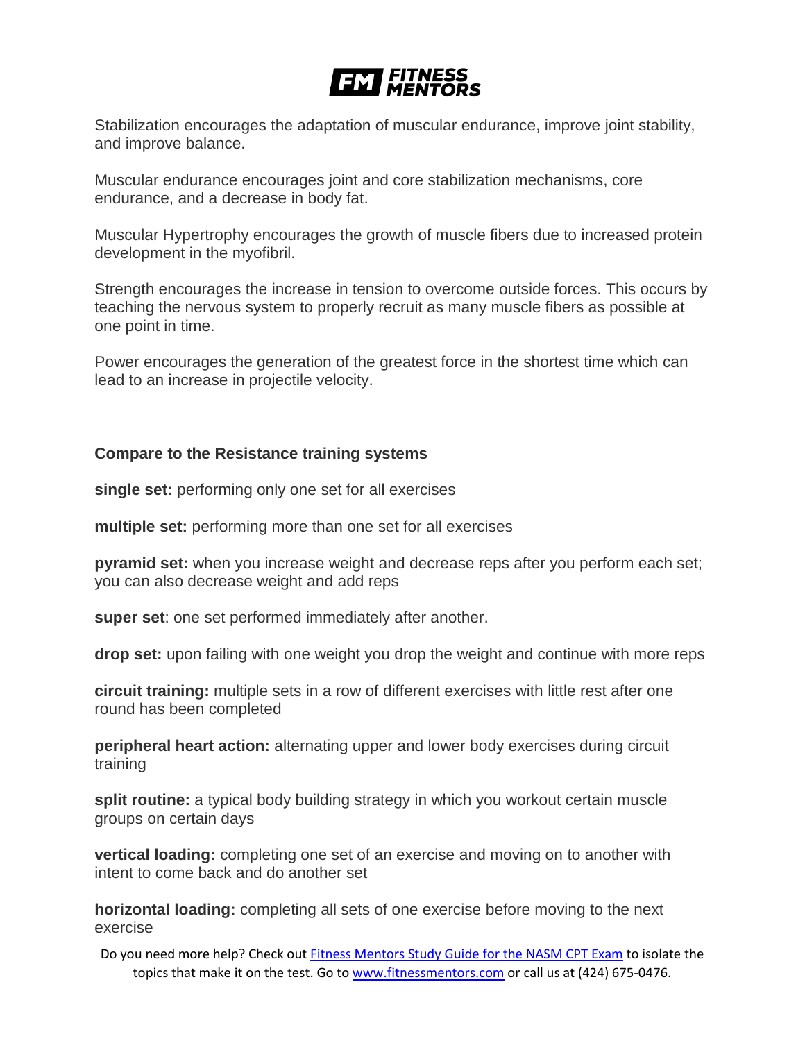Stabilization encourages the adaptation of muscular endurance, improve joint stability, and improve balance.

Muscular endurance encourages joint and core stabilization mechanisms, core endurance, and a decrease in body fat.

Muscular Hypertrophy encourages the growth of muscle fibers due to increased protein development in the myofibril.

Strength encourages the increase in tension to overcome outside forces. This occurs by teaching the nervous system to properly recruit as many muscle fibers as possible at one point in time.

Power encourages the generation of the greatest force in the shortest time which can lead to an increase in projectile velocity.

**Compare to the Resistance training systems**

**single set:** performing only one set for all exercises

**multiple set:** performing more than one set for all exercises

**pyramid set:** when you increase weight and decrease reps after you perform each set; you can also decrease weight and add reps

**super set**: one set performed immediately after another.

**drop set:** upon failing with one weight you drop the weight and continue with more reps

**circuit training:** multiple sets in a row of different exercises with little rest after one round has been completed

**peripheral heart action:** alternating upper and lower body exercises during circuit training

**split routine:** a typical body building strategy in which you workout certain muscle groups on certain days

**vertical loading:** completing one set of an exercise and moving on to another with intent to come back and do another set

**horizontal loading:** completing all sets of one exercise before moving to the next exercise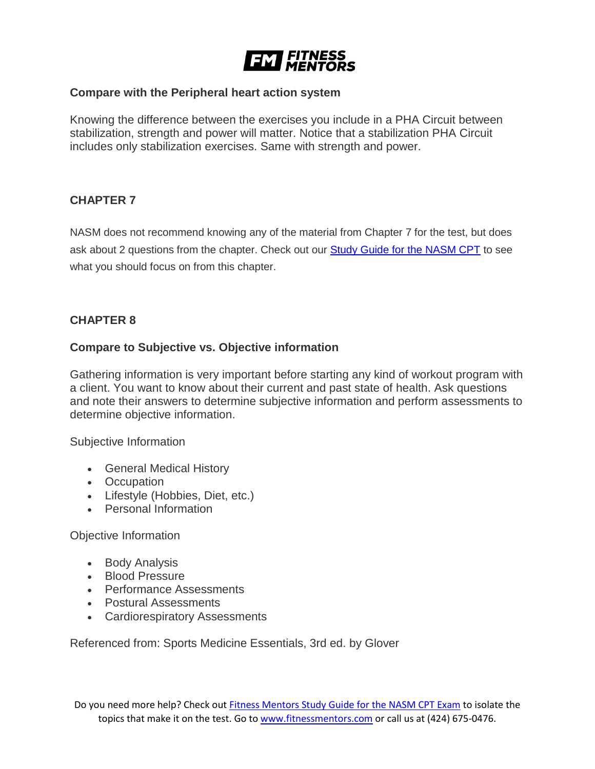**Compare with the Peripheral heart action system**

Knowing the difference between the exercises you include in a PHA Circuit between stabilization, strength and power will matter. Notice that a stabilization PHA Circuit includes only stabilization exercises. Same with strength and power.

## CHAPTER 7

NASM does not recommend knowing any of the material from Chapter 7 for the test, but does ask about 2 questions from the chapter. Check out our Study Guide for the NASM CPT to see what you should focus on from this chapter.

## CHAPTER 8

**Compare to Subjective vs. Objective information**

Gathering information is very important before starting any kind of workout program with a client. You want to know about their current and past state of health. Ask questions and note their answers to determine subjective information and perform assessments to determine objective information.

Subjective Information

- General Medical History
- Occupation
- Lifestyle (Hobbies, Diet, etc.)
- Personal Information

Objective Information

- Body Analysis
- Blood Pressure
- Performance Assessments
- Postural Assessments
- Cardiorespiratory Assessments

Referenced from: Sports Medicine Essentials, 3rd ed. by Glover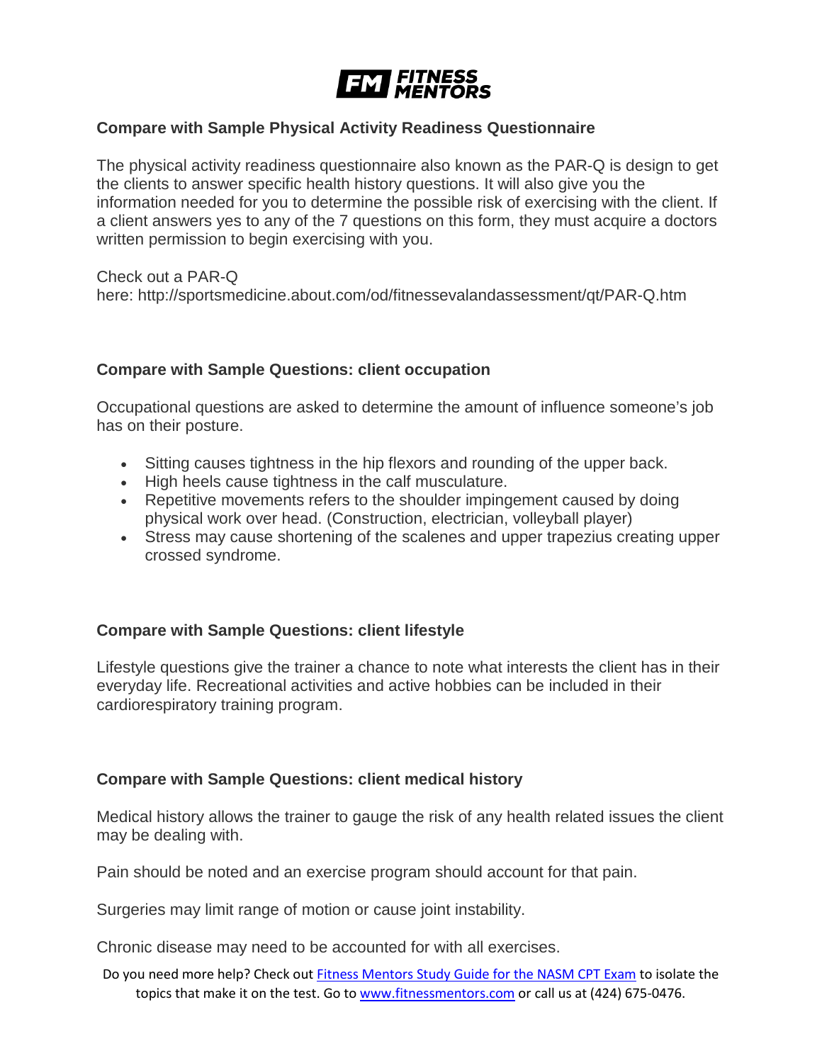### Compare with Sample Physical Activity Readiness Questionnaire

The physical activity readiness questionnaire also known as the PAR-Q is design to get the clients to answer specific health history questions. It will also give you the information needed for you to determine the possible risk of exercising with the client. If a client answers yes to any of the 7 questions on this form, they must acquire a doctors written permission to begin exercising with you.

Check out a PAR-Q here: http://sportsmedicine.about.com/od/fitnessevalandassessment/qt/PAR-Q.htm

### Compare with Sample Questions: client occupation

Occupational questions are asked to determine the amount of influence someone's job has on their posture.

- Sitting causes tightness in the hip flexors and rounding of the upper back.
- High heels cause tightness in the calf musculature.
- Repetitive movements refers to the shoulder impingement caused by doing physical work over head. (Construction, electrician, volleyball player)
- Stress may cause shortening of the scalenes and upper trapezius creating upper crossed syndrome.

### Compare with Sample Questions: client lifestyle

Lifestyle questions give the trainer a chance to note what interests the client has in their everyday life. Recreational activities and active hobbies can be included in their cardiorespiratory training program.

### Compare with Sample Questions: client medical history

Medical history allows the trainer to gauge the risk of any health related issues the client may be dealing with.

Pain should be noted and an exercise program should account for that pain.

Surgeries may limit range of motion or cause joint instability.

Chronic disease may need to be accounted for with all exercises.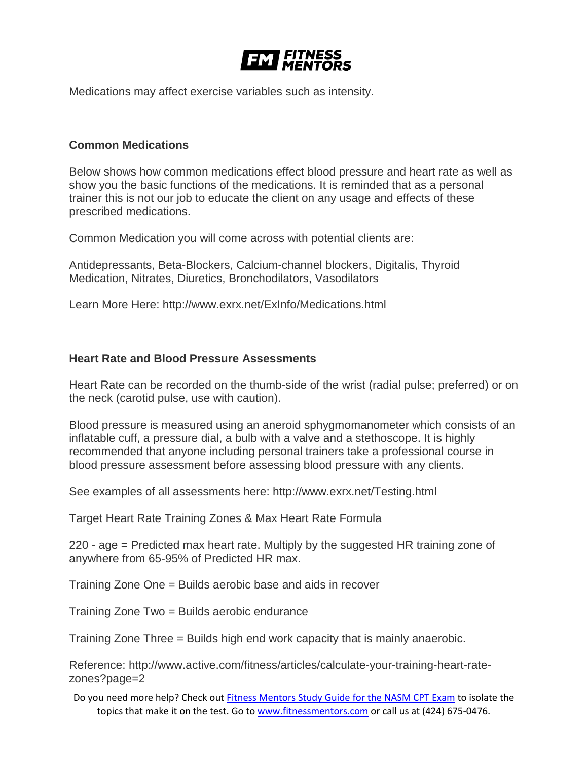Medications may affect exercise variables such as intensity.

### Common Medications

Below shows how common medications effect blood pressure and heart rate as well as show you the basic functions of the medications. It is reminded that as a personal trainer this is not our job to educate the client on any usage and effects of these prescribed medications.

Common Medication you will come across with potential clients are:

Antidepressants, Beta-Blockers, Calcium-channel blockers, Digitalis, Thyroid Medication, Nitrates, Diuretics, Bronchodilators, Vasodilators

Learn More Here: http://www.exrx.net/ExInfo/Medications.html

### Heart Rate and Blood Pressure Assessments

Heart Rate can be recorded on the thumb-side of the wrist (radial pulse; preferred) or on the neck (carotid pulse, use with caution).

Blood pressure is measured using an aneroid sphygmomanometer which consists of an inflatable cuff, a pressure dial, a bulb with a valve and a stethoscope. It is highly recommended that anyone including personal trainers take a professional course in blood pressure assessment before assessing blood pressure with any clients.

See examples of all assessments here: http://www.exrx.net/Testing.html

Target Heart Rate Training Zones & Max Heart Rate Formula

220 - age = Predicted max heart rate. Multiply by the suggested HR training zone of anywhere from 65-95% of Predicted HR max.

Training Zone One = Builds aerobic base and aids in recover

Training Zone Two = Builds aerobic endurance

Training Zone Three = Builds high end work capacity that is mainly anaerobic.

Reference: http://www.active.com/fitness/articles/calculate-your-training-heart-rate-zones?page=2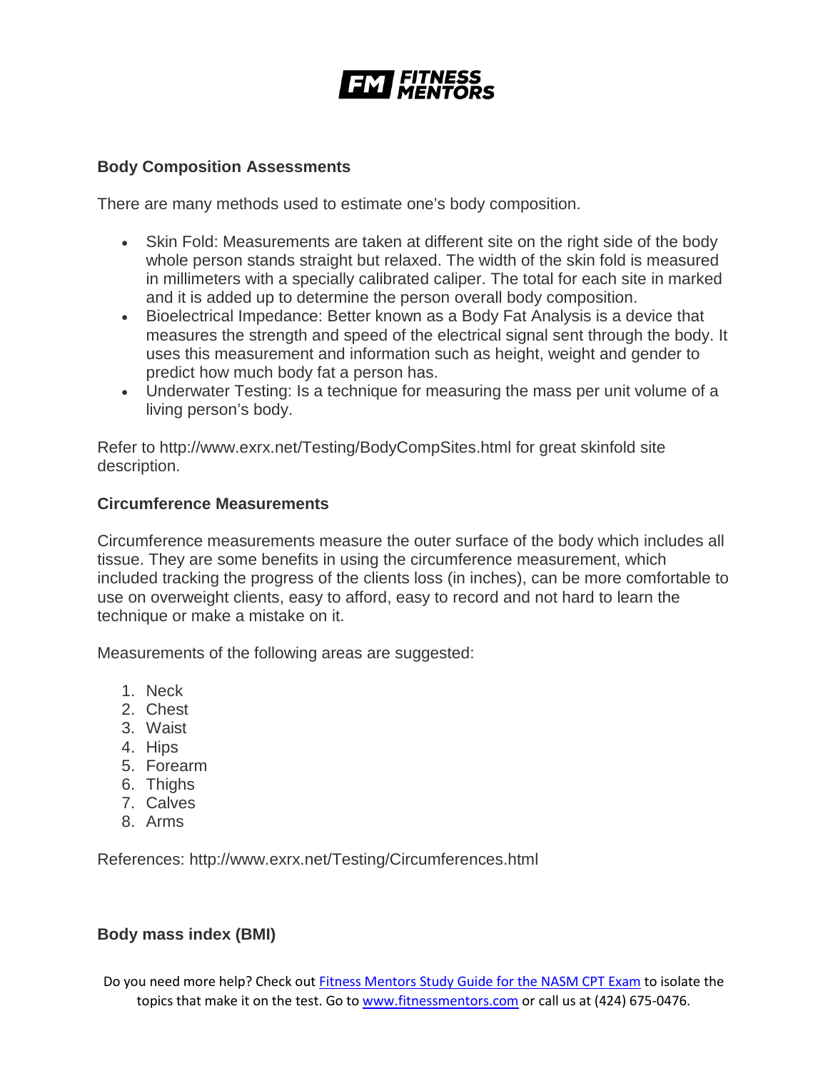### Body Composition Assessments

There are many methods used to estimate one's body composition.

- Skin Fold: Measurements are taken at different site on the right side of the body whole person stands straight but relaxed. The width of the skin fold is measured in millimeters with a specially calibrated caliper. The total for each site in marked and it is added up to determine the person overall body composition.
- Bioelectrical Impedance: Better known as a Body Fat Analysis is a device that measures the strength and speed of the electrical signal sent through the body. It uses this measurement and information such as height, weight and gender to predict how much body fat a person has.
- Underwater Testing: Is a technique for measuring the mass per unit volume of a living person's body.

Refer to http://www.exrx.net/Testing/BodyCompSites.html for great skinfold site description.

### Circumference Measurements

Circumference measurements measure the outer surface of the body which includes all tissue. They are some benefits in using the circumference measurement, which included tracking the progress of the clients loss (in inches), can be more comfortable to use on overweight clients, easy to afford, easy to record and not hard to learn the technique or make a mistake on it.

Measurements of the following areas are suggested:

1. Neck
2. Chest
3. Waist
4. Hips
5. Forearm
6. Thighs
7. Calves
8. Arms

References: http://www.exrx.net/Testing/Circumferences.html

### Body mass index (BMI)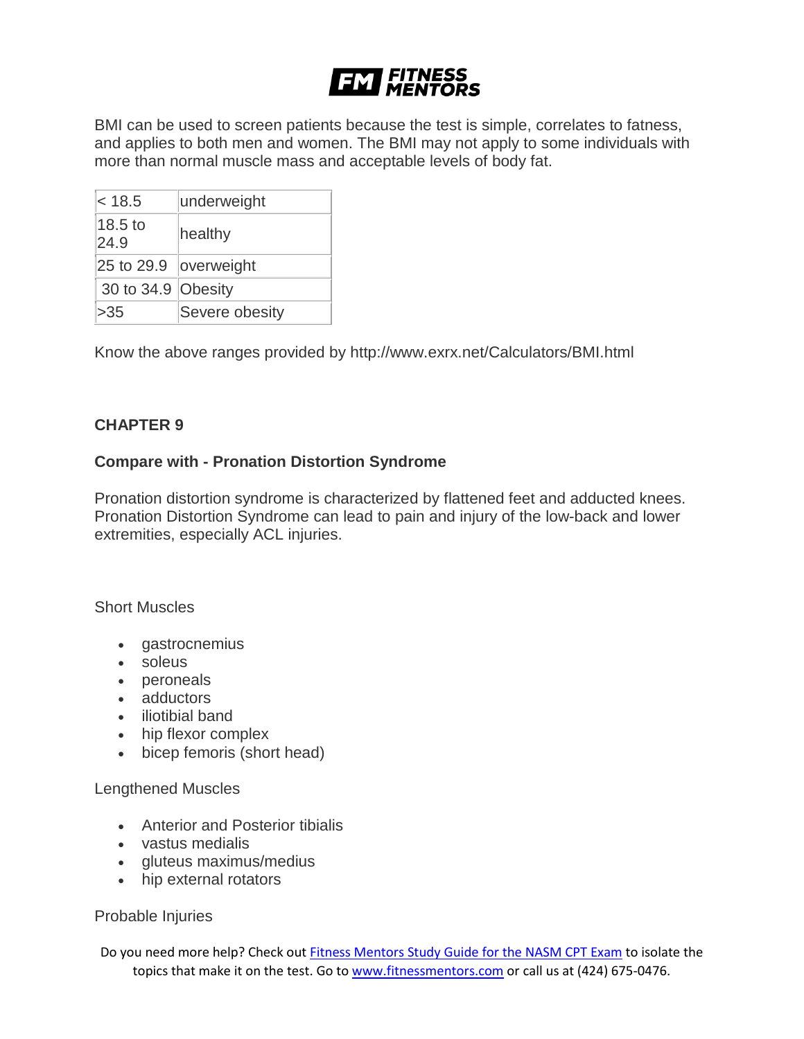BMI can be used to screen patients because the test is simple, correlates to fatness, and applies to both men and women. The BMI may not apply to some individuals with more than normal muscle mass and acceptable levels of body fat.

| < 18.5 | underweight |
|---|---|
| 18.5 to 24.9 | healthy |
| 25 to 29.9 | overweight |
| 30 to 34.9 | Obesity |
| >35 | Severe obesity |

Know the above ranges provided by http://www.exrx.net/Calculators/BMI.html

## CHAPTER 9

### Compare with - Pronation Distortion Syndrome

Pronation distortion syndrome is characterized by flattened feet and adducted knees. Pronation Distortion Syndrome can lead to pain and injury of the low-back and lower extremities, especially ACL injuries.

Short Muscles

- gastrocnemius
- soleus
- peroneals
- adductors
- iliotibial band
- hip flexor complex
- bicep femoris (short head)

Lengthened Muscles

- Anterior and Posterior tibialis
- vastus medialis
- gluteus maximus/medius
- hip external rotators

Probable Injuries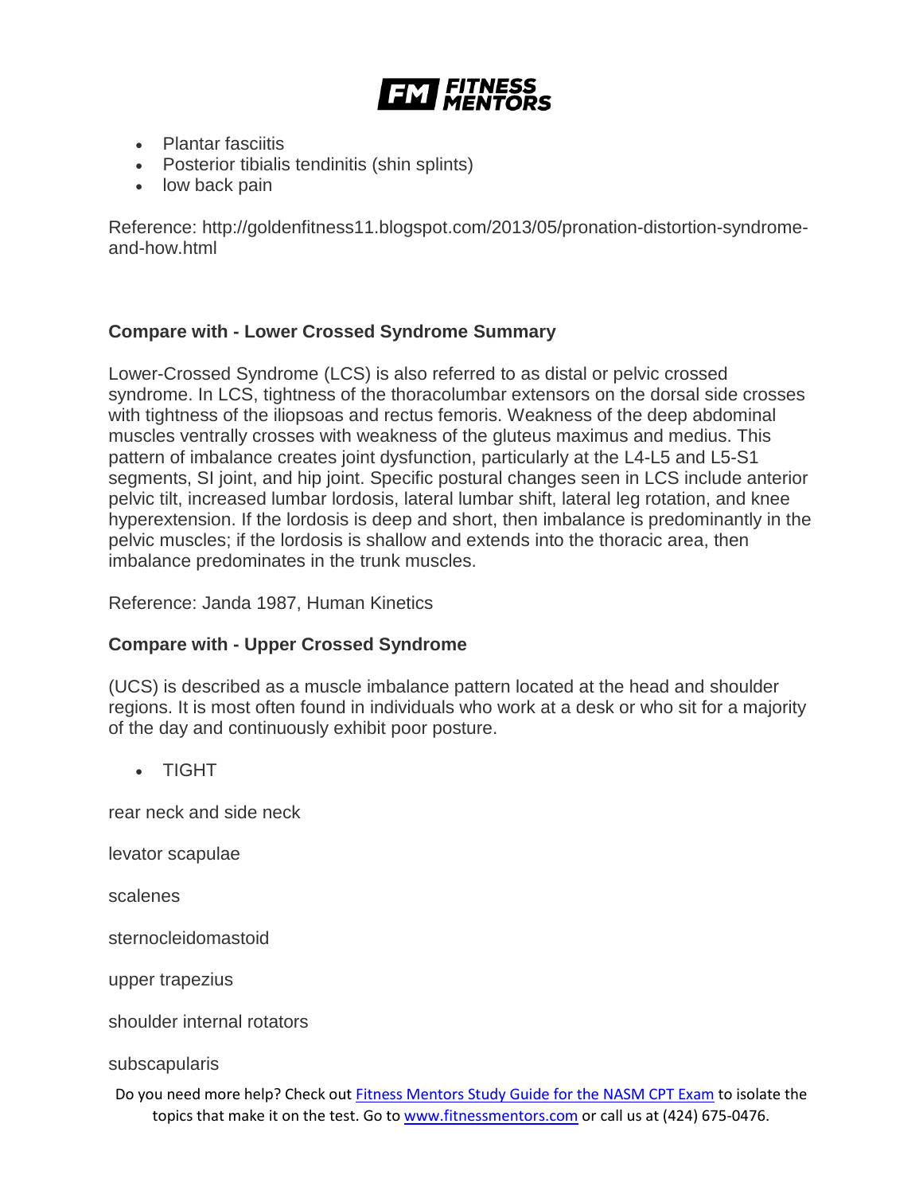- Plantar fasciitis
- Posterior tibialis tendinitis (shin splints)
- low back pain

Reference: http://goldenfitness11.blogspot.com/2013/05/pronation-distortion-syndrome-and-how.html

**Compare with - Lower Crossed Syndrome Summary**

Lower-Crossed Syndrome (LCS) is also referred to as distal or pelvic crossed syndrome. In LCS, tightness of the thoracolumbar extensors on the dorsal side crosses with tightness of the iliopsoas and rectus femoris. Weakness of the deep abdominal muscles ventrally crosses with weakness of the gluteus maximus and medius. This pattern of imbalance creates joint dysfunction, particularly at the L4-L5 and L5-S1 segments, SI joint, and hip joint. Specific postural changes seen in LCS include anterior pelvic tilt, increased lumbar lordosis, lateral lumbar shift, lateral leg rotation, and knee hyperextension. If the lordosis is deep and short, then imbalance is predominantly in the pelvic muscles; if the lordosis is shallow and extends into the thoracic area, then imbalance predominates in the trunk muscles.

Reference: Janda 1987, Human Kinetics

**Compare with - Upper Crossed Syndrome**

(UCS) is described as a muscle imbalance pattern located at the head and shoulder regions. It is most often found in individuals who work at a desk or who sit for a majority of the day and continuously exhibit poor posture.

- TIGHT

rear neck and side neck

levator scapulae

scalenes

sternocleidomastoid

upper trapezius

shoulder internal rotators

subscapularis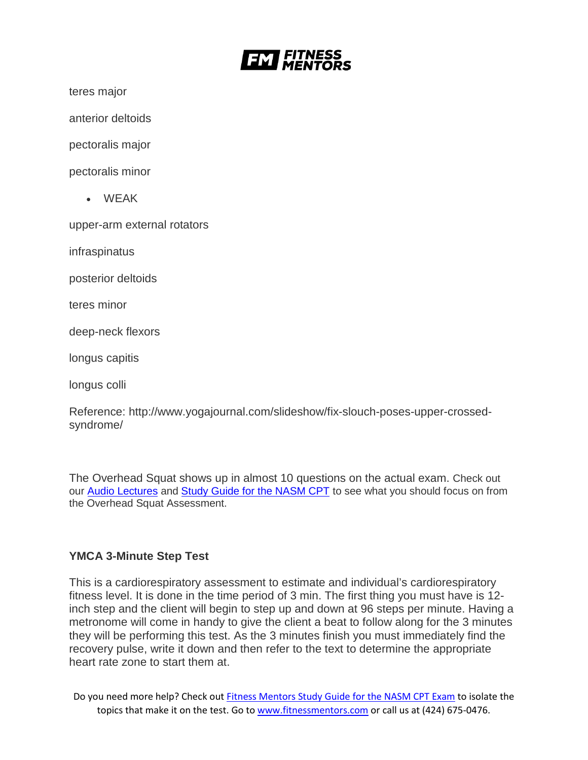teres major

anterior deltoids

pectoralis major

pectoralis minor

- WEAK

upper-arm external rotators

infraspinatus

posterior deltoids

teres minor

deep-neck flexors

longus capitis

longus colli

Reference: http://www.yogajournal.com/slideshow/fix-slouch-poses-upper-crossed-syndrome/

The Overhead Squat shows up in almost 10 questions on the actual exam. Check out our [Audio Lectures]() and [Study Guide for the NASM CPT]() to see what you should focus on from the Overhead Squat Assessment.

**YMCA 3-Minute Step Test**

This is a cardiorespiratory assessment to estimate and individual's cardiorespiratory fitness level. It is done in the time period of 3 min. The first thing you must have is 12-inch step and the client will begin to step up and down at 96 steps per minute. Having a metronome will come in handy to give the client a beat to follow along for the 3 minutes they will be performing this test. As the 3 minutes finish you must immediately find the recovery pulse, write it down and then refer to the text to determine the appropriate heart rate zone to start them at.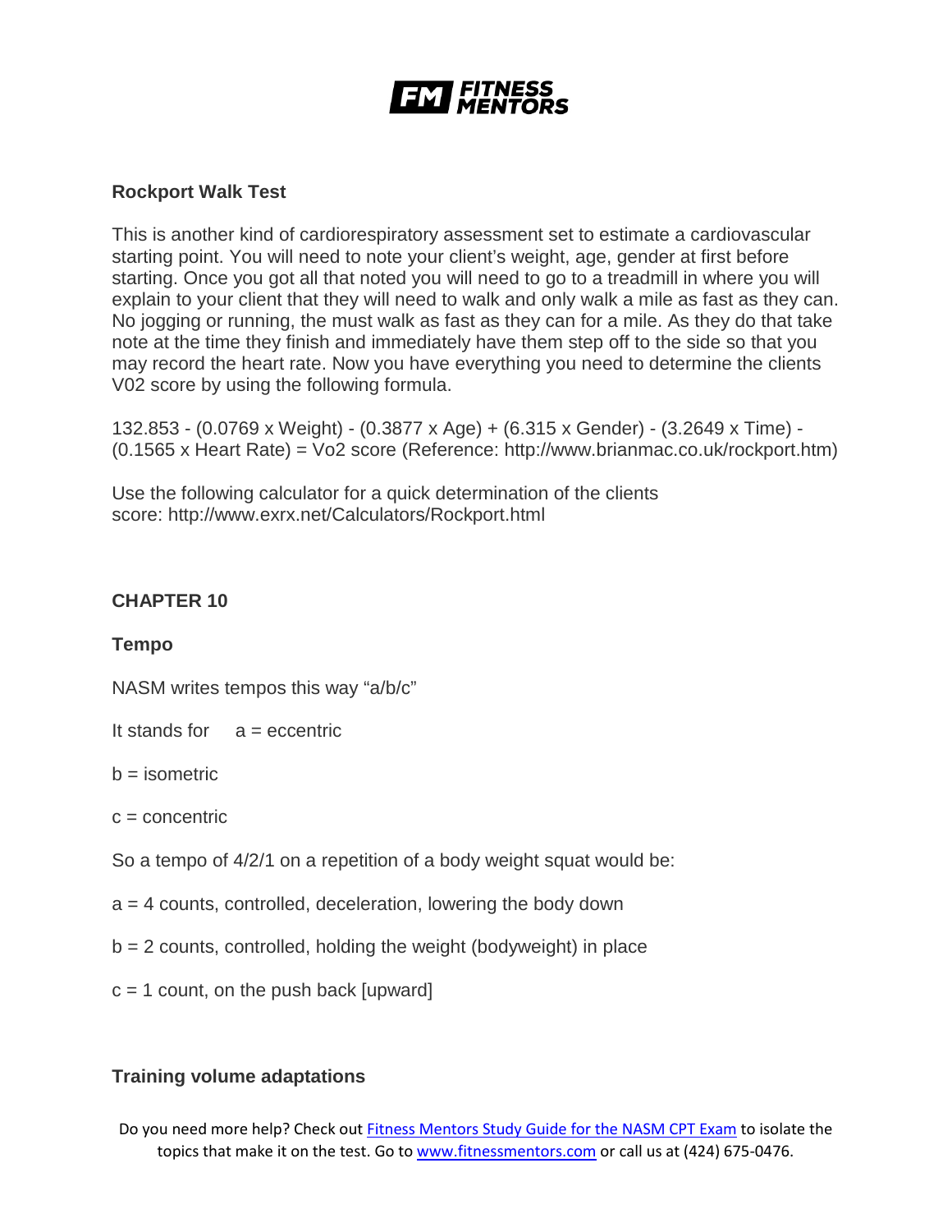### Rockport Walk Test

This is another kind of cardiorespiratory assessment set to estimate a cardiovascular starting point. You will need to note your client's weight, age, gender at first before starting. Once you got all that noted you will need to go to a treadmill in where you will explain to your client that they will need to walk and only walk a mile as fast as they can. No jogging or running, the must walk as fast as they can for a mile. As they do that take note at the time they finish and immediately have them step off to the side so that you may record the heart rate. Now you have everything you need to determine the clients V02 score by using the following formula.

132.853 - (0.0769 x Weight) - (0.3877 x Age) + (6.315 x Gender) - (3.2649 x Time) - (0.1565 x Heart Rate) = Vo2 score (Reference: http://www.brianmac.co.uk/rockport.htm)

Use the following calculator for a quick determination of the clients score: http://www.exrx.net/Calculators/Rockport.html

## CHAPTER 10

### Tempo

NASM writes tempos this way "a/b/c"

It stands for a = eccentric

b = isometric

c = concentric

So a tempo of 4/2/1 on a repetition of a body weight squat would be:

a = 4 counts, controlled, deceleration, lowering the body down

b = 2 counts, controlled, holding the weight (bodyweight) in place

c = 1 count, on the push back [upward]

### Training volume adaptations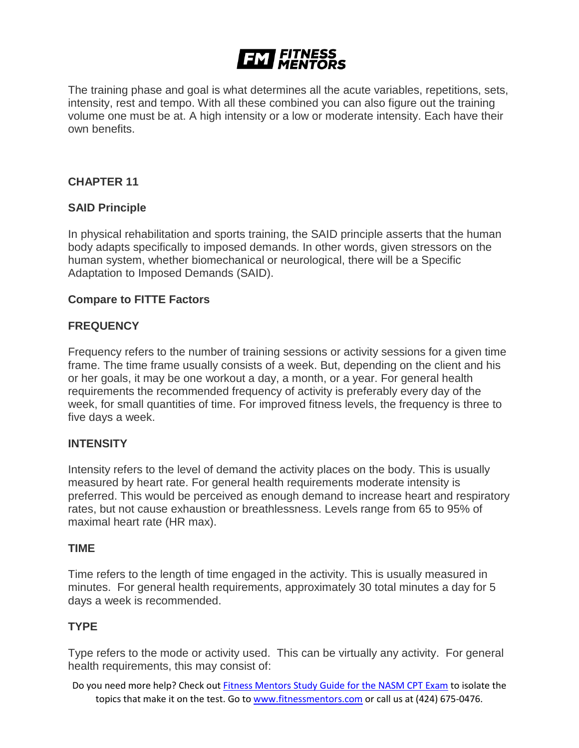The training phase and goal is what determines all the acute variables, repetitions, sets, intensity, rest and tempo. With all these combined you can also figure out the training volume one must be at. A high intensity or a low or moderate intensity. Each have their own benefits.

## CHAPTER 11

### SAID Principle

In physical rehabilitation and sports training, the SAID principle asserts that the human body adapts specifically to imposed demands. In other words, given stressors on the human system, whether biomechanical or neurological, there will be a Specific Adaptation to Imposed Demands (SAID).

### Compare to FITTE Factors

### FREQUENCY

Frequency refers to the number of training sessions or activity sessions for a given time frame. The time frame usually consists of a week. But, depending on the client and his or her goals, it may be one workout a day, a month, or a year. For general health requirements the recommended frequency of activity is preferably every day of the week, for small quantities of time. For improved fitness levels, the frequency is three to five days a week.

### INTENSITY

Intensity refers to the level of demand the activity places on the body. This is usually measured by heart rate. For general health requirements moderate intensity is preferred. This would be perceived as enough demand to increase heart and respiratory rates, but not cause exhaustion or breathlessness. Levels range from 65 to 95% of maximal heart rate (HR max).

### TIME

Time refers to the length of time engaged in the activity. This is usually measured in minutes. For general health requirements, approximately 30 total minutes a day for 5 days a week is recommended.

### TYPE

Type refers to the mode or activity used. This can be virtually any activity. For general health requirements, this may consist of: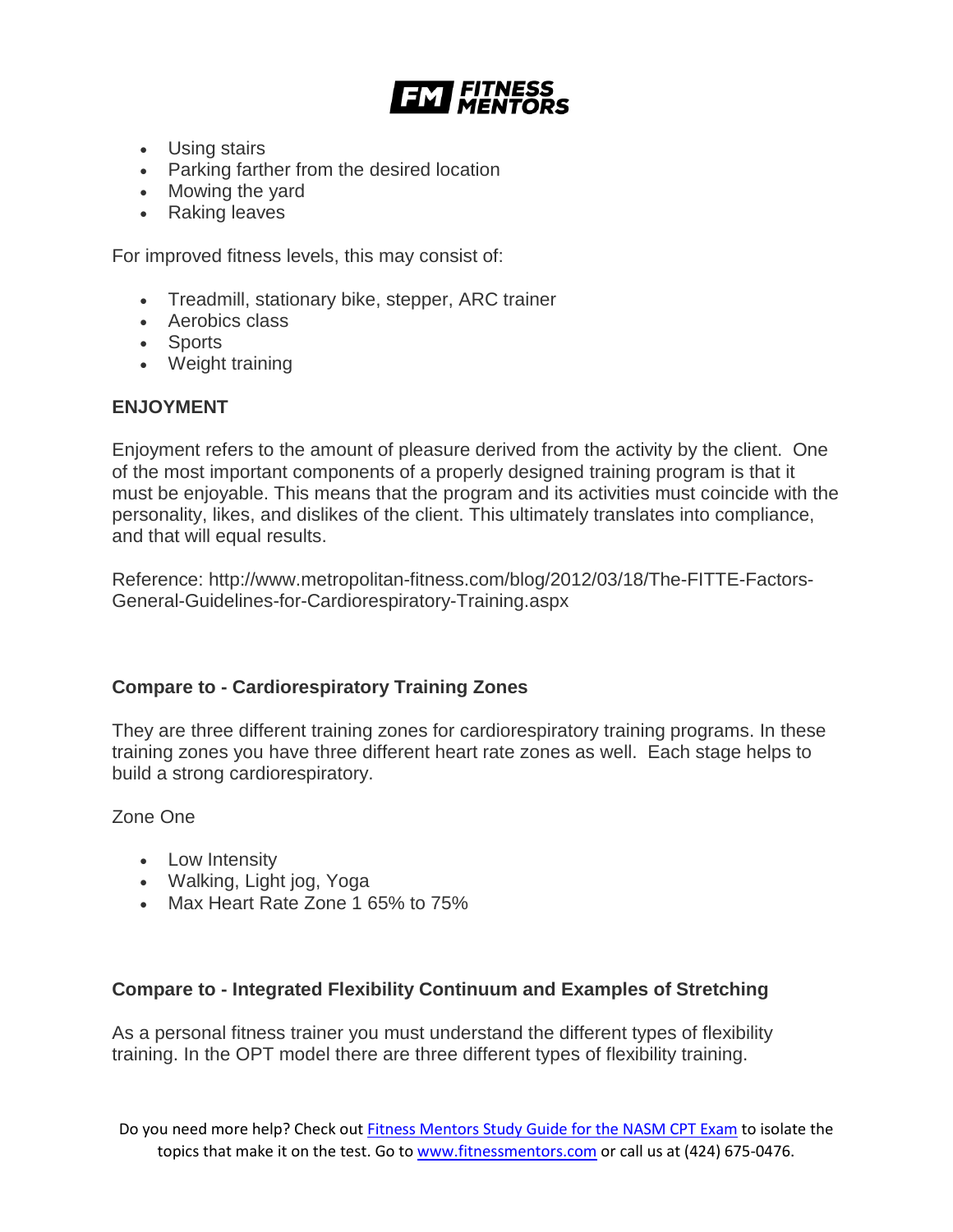- Using stairs
- Parking farther from the desired location
- Mowing the yard
- Raking leaves

For improved fitness levels, this may consist of:

- Treadmill, stationary bike, stepper, ARC trainer
- Aerobics class
- Sports
- Weight training

**ENJOYMENT**

Enjoyment refers to the amount of pleasure derived from the activity by the client. One of the most important components of a properly designed training program is that it must be enjoyable. This means that the program and its activities must coincide with the personality, likes, and dislikes of the client. This ultimately translates into compliance, and that will equal results.

Reference: http://www.metropolitan-fitness.com/blog/2012/03/18/The-FITTE-Factors-General-Guidelines-for-Cardiorespiratory-Training.aspx

**Compare to - Cardiorespiratory Training Zones**

They are three different training zones for cardiorespiratory training programs. In these training zones you have three different heart rate zones as well. Each stage helps to build a strong cardiorespiratory.

Zone One

- Low Intensity
- Walking, Light jog, Yoga
- Max Heart Rate Zone 1 65% to 75%

**Compare to - Integrated Flexibility Continuum and Examples of Stretching**

As a personal fitness trainer you must understand the different types of flexibility training. In the OPT model there are three different types of flexibility training.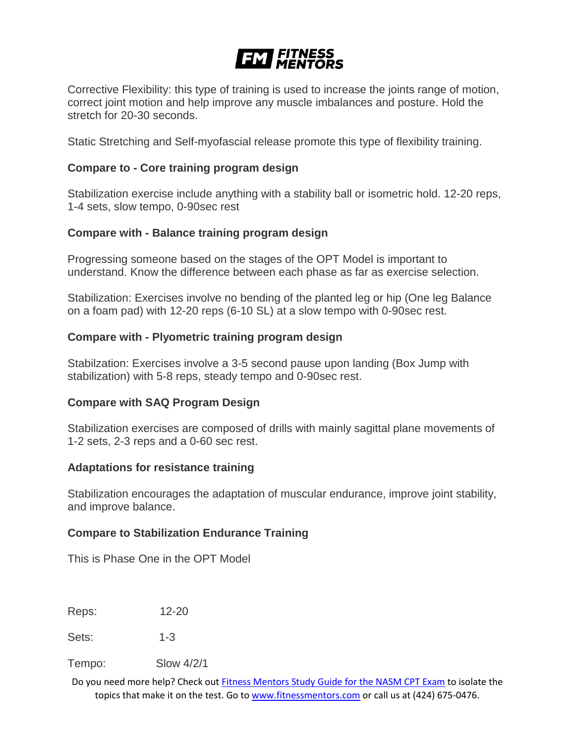Corrective Flexibility: this type of training is used to increase the joints range of motion, correct joint motion and help improve any muscle imbalances and posture. Hold the stretch for 20-30 seconds.

Static Stretching and Self-myofascial release promote this type of flexibility training.

**Compare to - Core training program design**

Stabilization exercise include anything with a stability ball or isometric hold. 12-20 reps, 1-4 sets, slow tempo, 0-90sec rest

**Compare with - Balance training program design**

Progressing someone based on the stages of the OPT Model is important to understand. Know the difference between each phase as far as exercise selection.

Stabilization: Exercises involve no bending of the planted leg or hip (One leg Balance on a foam pad) with 12-20 reps (6-10 SL) at a slow tempo with 0-90sec rest.

**Compare with - Plyometric training program design**

Stabilzation: Exercises involve a 3-5 second pause upon landing (Box Jump with stabilization) with 5-8 reps, steady tempo and 0-90sec rest.

**Compare with SAQ Program Design**

Stabilization exercises are composed of drills with mainly sagittal plane movements of 1-2 sets, 2-3 reps and a 0-60 sec rest.

**Adaptations for resistance training**

Stabilization encourages the adaptation of muscular endurance, improve joint stability, and improve balance.

**Compare to Stabilization Endurance Training**

This is Phase One in the OPT Model

Reps: 12-20

Sets: 1-3

Tempo: Slow 4/2/1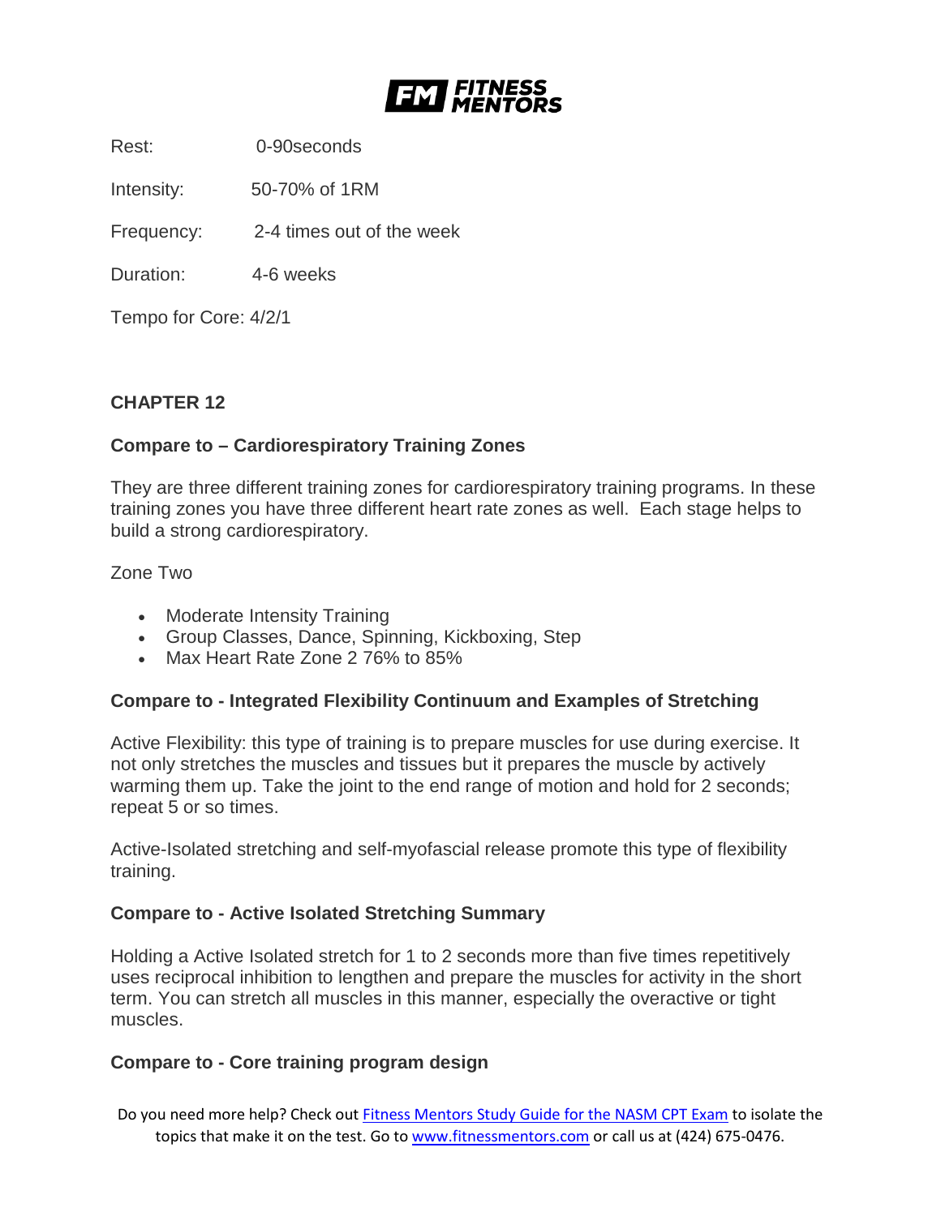Rest: 0-90seconds

Intensity: 50-70% of 1RM

Frequency: 2-4 times out of the week

Duration: 4-6 weeks

Tempo for Core: 4/2/1

**CHAPTER 12**

**Compare to – Cardiorespiratory Training Zones**

They are three different training zones for cardiorespiratory training programs. In these training zones you have three different heart rate zones as well. Each stage helps to build a strong cardiorespiratory.

Zone Two

- Moderate Intensity Training
- Group Classes, Dance, Spinning, Kickboxing, Step
- Max Heart Rate Zone 2 76% to 85%

**Compare to - Integrated Flexibility Continuum and Examples of Stretching**

Active Flexibility: this type of training is to prepare muscles for use during exercise. It not only stretches the muscles and tissues but it prepares the muscle by actively warming them up. Take the joint to the end range of motion and hold for 2 seconds; repeat 5 or so times.

Active-Isolated stretching and self-myofascial release promote this type of flexibility training.

**Compare to - Active Isolated Stretching Summary**

Holding a Active Isolated stretch for 1 to 2 seconds more than five times repetitively uses reciprocal inhibition to lengthen and prepare the muscles for activity in the short term. You can stretch all muscles in this manner, especially the overactive or tight muscles.

**Compare to - Core training program design**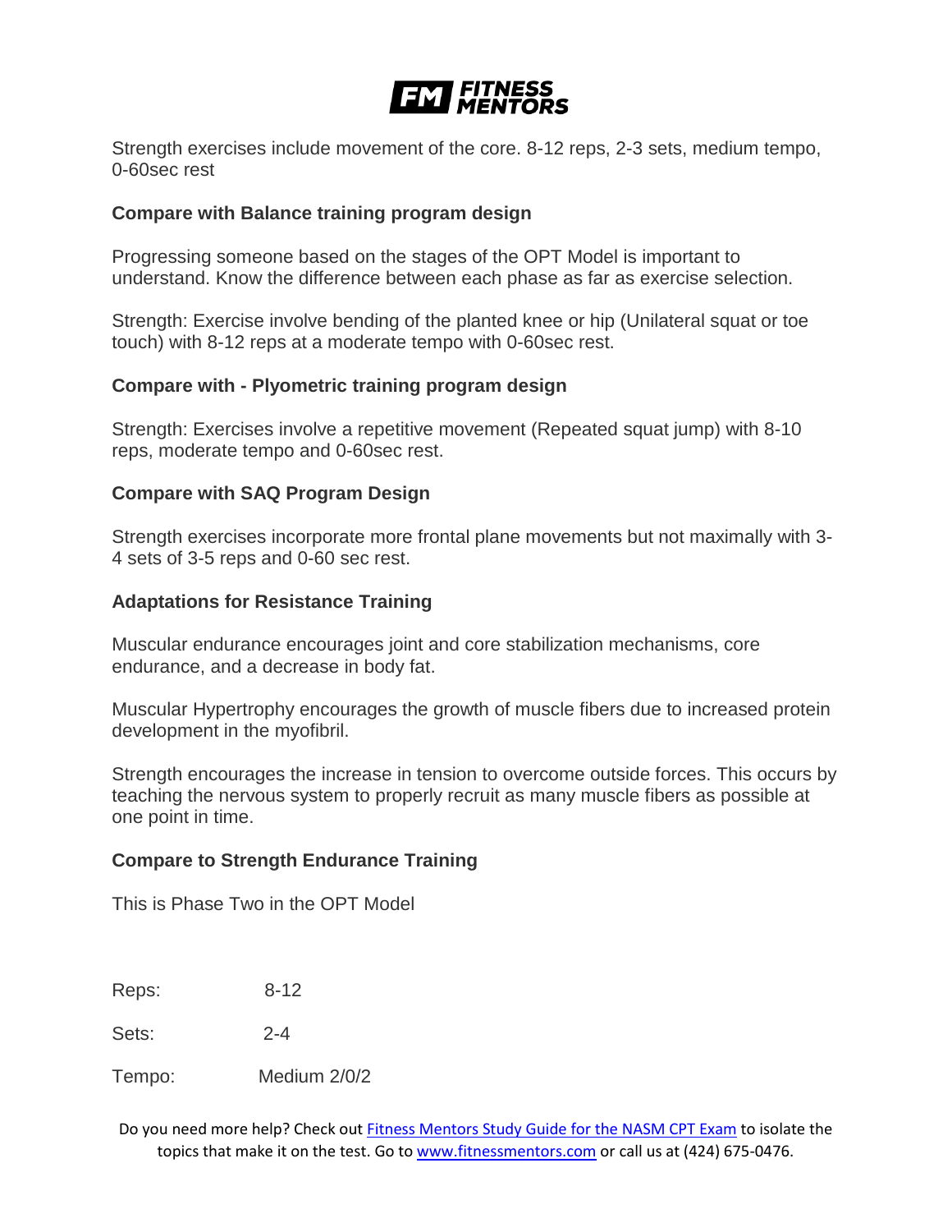Strength exercises include movement of the core. 8-12 reps, 2-3 sets, medium tempo, 0-60sec rest

**Compare with Balance training program design**

Progressing someone based on the stages of the OPT Model is important to understand. Know the difference between each phase as far as exercise selection.

Strength: Exercise involve bending of the planted knee or hip (Unilateral squat or toe touch) with 8-12 reps at a moderate tempo with 0-60sec rest.

**Compare with - Plyometric training program design**

Strength: Exercises involve a repetitive movement (Repeated squat jump) with 8-10 reps, moderate tempo and 0-60sec rest.

**Compare with SAQ Program Design**

Strength exercises incorporate more frontal plane movements but not maximally with 3-4 sets of 3-5 reps and 0-60 sec rest.

**Adaptations for Resistance Training**

Muscular endurance encourages joint and core stabilization mechanisms, core endurance, and a decrease in body fat.

Muscular Hypertrophy encourages the growth of muscle fibers due to increased protein development in the myofibril.

Strength encourages the increase in tension to overcome outside forces. This occurs by teaching the nervous system to properly recruit as many muscle fibers as possible at one point in time.

**Compare to Strength Endurance Training**

This is Phase Two in the OPT Model

Reps: 8-12

Sets: 2-4

Tempo: Medium 2/0/2

Do you need more help? Check out Fitness Mentors Study Guide for the NASM CPT Exam to isolate the topics that make it on the test. Go to www.fitnessmentors.com or call us at (424) 675-0476.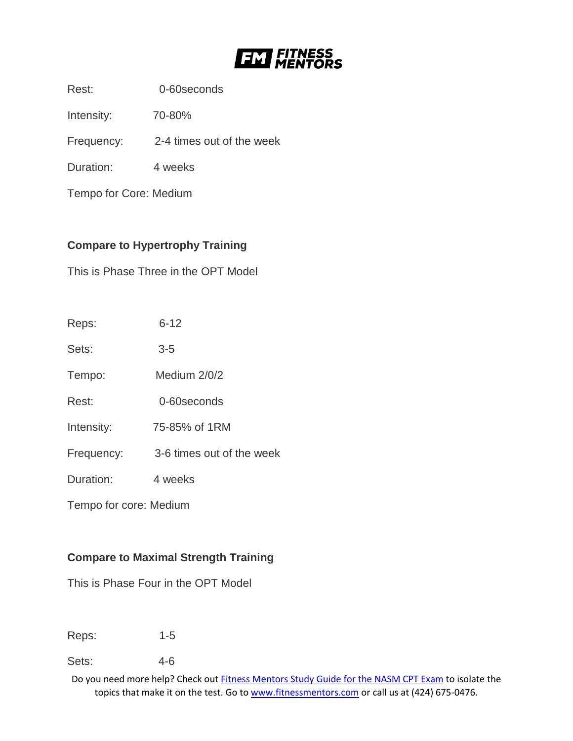Rest: 0-60seconds

Intensity: 70-80%

Frequency: 2-4 times out of the week

Duration: 4 weeks

Tempo for Core: Medium

**Compare to Hypertrophy Training**

This is Phase Three in the OPT Model

Reps: 6-12

Sets: 3-5

Tempo: Medium 2/0/2

Rest: 0-60seconds

Intensity: 75-85% of 1RM

Frequency: 3-6 times out of the week

Duration: 4 weeks

Tempo for core: Medium

**Compare to Maximal Strength Training**

This is Phase Four in the OPT Model

Reps: 1-5

Sets: 4-6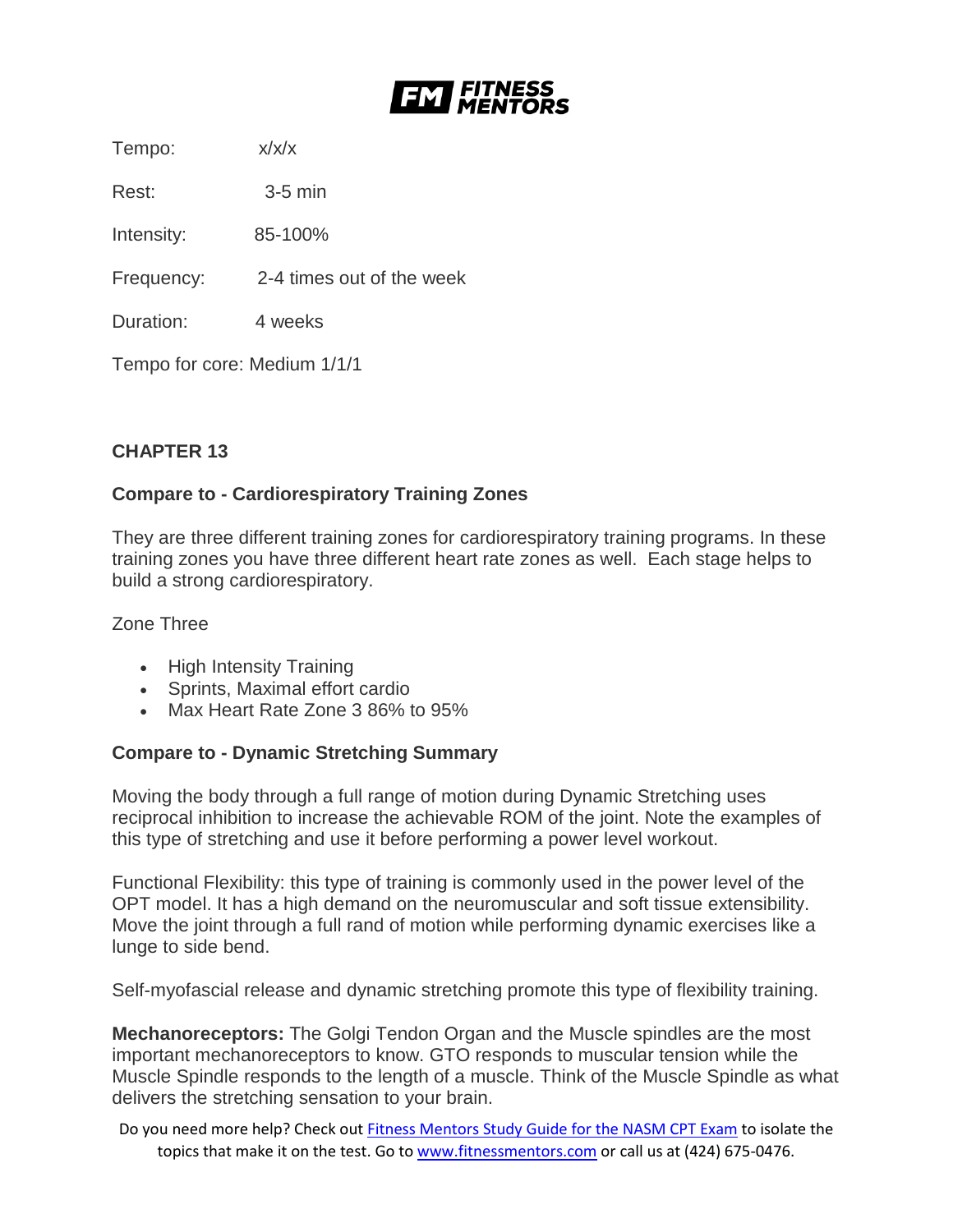Tempo: x/x/x

Rest: 3-5 min

Intensity: 85-100%

Frequency: 2-4 times out of the week

Duration: 4 weeks

Tempo for core: Medium 1/1/1

**CHAPTER 13**

**Compare to - Cardiorespiratory Training Zones**

They are three different training zones for cardiorespiratory training programs. In these training zones you have three different heart rate zones as well. Each stage helps to build a strong cardiorespiratory.

Zone Three

- High Intensity Training
- Sprints, Maximal effort cardio
- Max Heart Rate Zone 3 86% to 95%

**Compare to - Dynamic Stretching Summary**

Moving the body through a full range of motion during Dynamic Stretching uses reciprocal inhibition to increase the achievable ROM of the joint. Note the examples of this type of stretching and use it before performing a power level workout.

Functional Flexibility: this type of training is commonly used in the power level of the OPT model. It has a high demand on the neuromuscular and soft tissue extensibility. Move the joint through a full rand of motion while performing dynamic exercises like a lunge to side bend.

Self-myofascial release and dynamic stretching promote this type of flexibility training.

**Mechanoreceptors:** The Golgi Tendon Organ and the Muscle spindles are the most important mechanoreceptors to know. GTO responds to muscular tension while the Muscle Spindle responds to the length of a muscle. Think of the Muscle Spindle as what delivers the stretching sensation to your brain.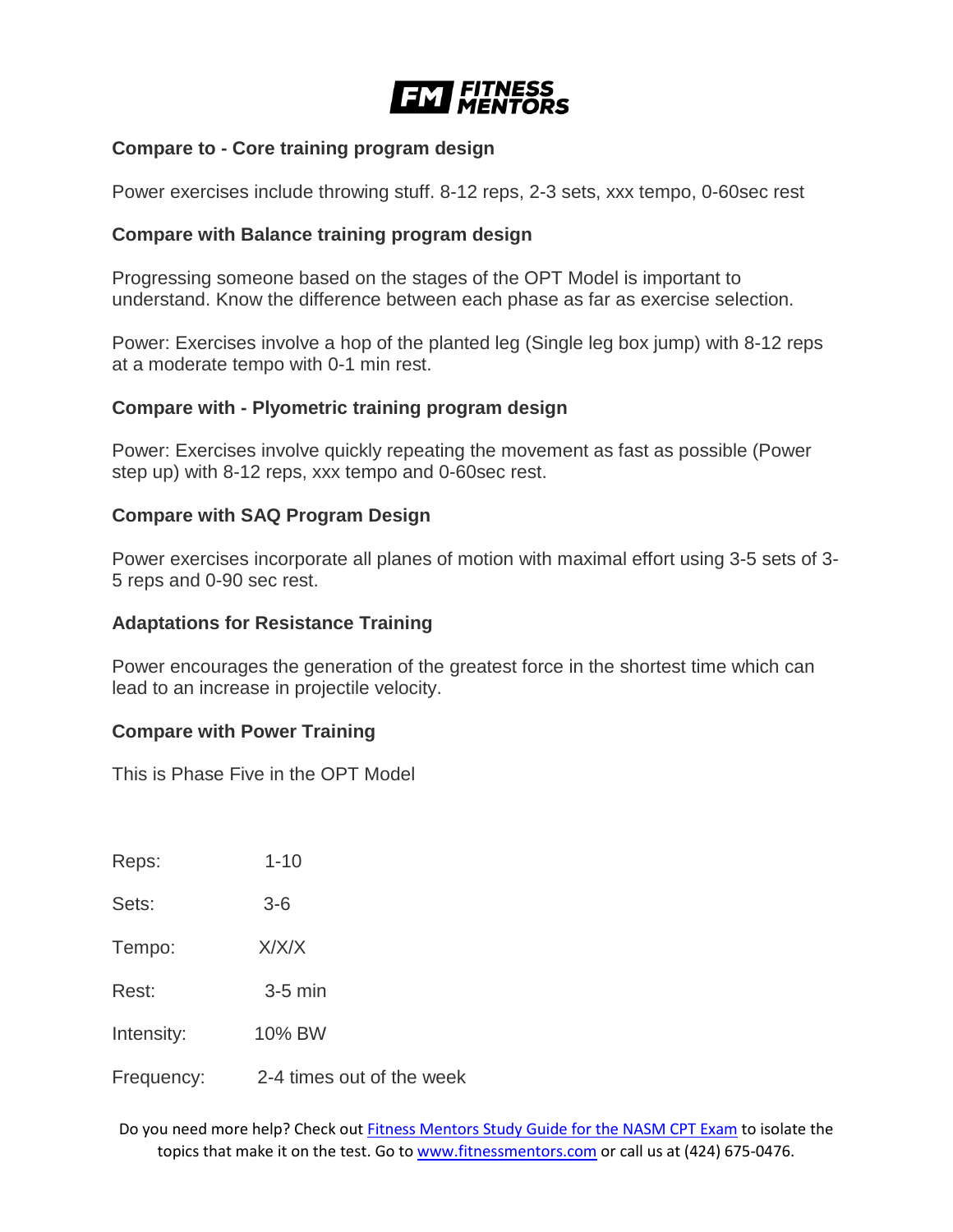**Compare to - Core training program design**

Power exercises include throwing stuff. 8-12 reps, 2-3 sets, xxx tempo, 0-60sec rest

**Compare with Balance training program design**

Progressing someone based on the stages of the OPT Model is important to understand. Know the difference between each phase as far as exercise selection.

Power: Exercises involve a hop of the planted leg (Single leg box jump) with 8-12 reps at a moderate tempo with 0-1 min rest.

**Compare with - Plyometric training program design**

Power: Exercises involve quickly repeating the movement as fast as possible (Power step up) with 8-12 reps, xxx tempo and 0-60sec rest.

**Compare with SAQ Program Design**

Power exercises incorporate all planes of motion with maximal effort using 3-5 sets of 3-5 reps and 0-90 sec rest.

**Adaptations for Resistance Training**

Power encourages the generation of the greatest force in the shortest time which can lead to an increase in projectile velocity.

**Compare with Power Training**

This is Phase Five in the OPT Model

Reps: 1-10

Sets: 3-6

Tempo: X/X/X

Rest: 3-5 min

Intensity: 10% BW

Frequency: 2-4 times out of the week

Do you need more help? Check out Fitness Mentors Study Guide for the NASM CPT Exam to isolate the topics that make it on the test. Go to www.fitnessmentors.com or call us at (424) 675-0476.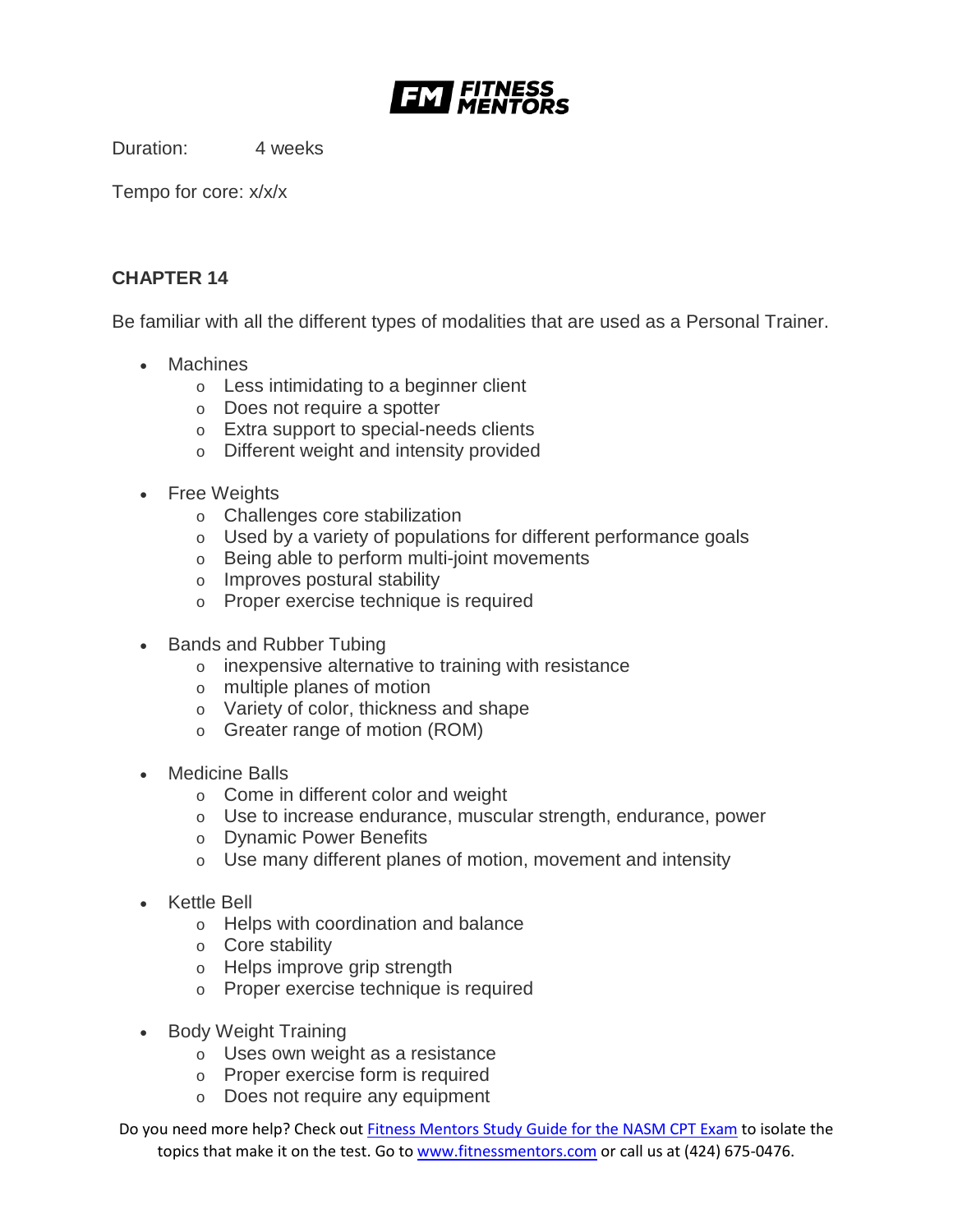Duration: 4 weeks

Tempo for core: x/x/x

## CHAPTER 14

Be familiar with all the different types of modalities that are used as a Personal Trainer.

- Machines
  - Less intimidating to a beginner client
  - Does not require a spotter
  - Extra support to special-needs clients
  - Different weight and intensity provided
- Free Weights
  - Challenges core stabilization
  - Used by a variety of populations for different performance goals
  - Being able to perform multi-joint movements
  - Improves postural stability
  - Proper exercise technique is required
- Bands and Rubber Tubing
  - inexpensive alternative to training with resistance
  - multiple planes of motion
  - Variety of color, thickness and shape
  - Greater range of motion (ROM)
- Medicine Balls
  - Come in different color and weight
  - Use to increase endurance, muscular strength, endurance, power
  - Dynamic Power Benefits
  - Use many different planes of motion, movement and intensity
- Kettle Bell
  - Helps with coordination and balance
  - Core stability
  - Helps improve grip strength
  - Proper exercise technique is required
- Body Weight Training
  - Uses own weight as a resistance
  - Proper exercise form is required
  - Does not require any equipment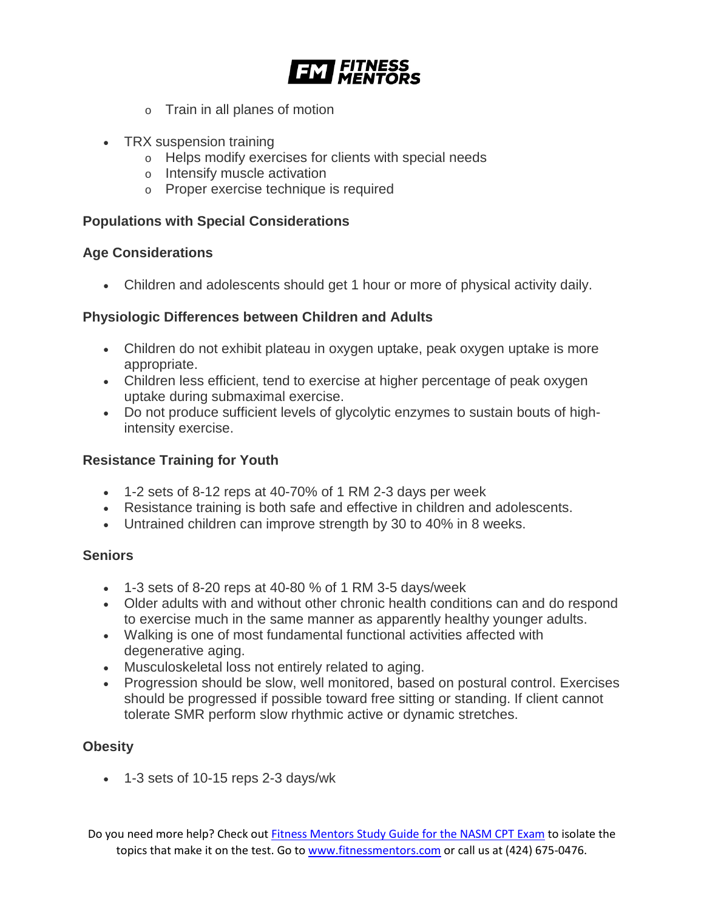- Train in all planes of motion

- TRX suspension training
  - Helps modify exercises for clients with special needs
  - Intensify muscle activation
  - Proper exercise technique is required

**Populations with Special Considerations**

**Age Considerations**

- Children and adolescents should get 1 hour or more of physical activity daily.

**Physiologic Differences between Children and Adults**

- Children do not exhibit plateau in oxygen uptake, peak oxygen uptake is more appropriate.
- Children less efficient, tend to exercise at higher percentage of peak oxygen uptake during submaximal exercise.
- Do not produce sufficient levels of glycolytic enzymes to sustain bouts of high-intensity exercise.

**Resistance Training for Youth**

- 1-2 sets of 8-12 reps at 40-70% of 1 RM 2-3 days per week
- Resistance training is both safe and effective in children and adolescents.
- Untrained children can improve strength by 30 to 40% in 8 weeks.

**Seniors**

- 1-3 sets of 8-20 reps at 40-80 % of 1 RM 3-5 days/week
- Older adults with and without other chronic health conditions can and do respond to exercise much in the same manner as apparently healthy younger adults.
- Walking is one of most fundamental functional activities affected with degenerative aging.
- Musculoskeletal loss not entirely related to aging.
- Progression should be slow, well monitored, based on postural control. Exercises should be progressed if possible toward free sitting or standing. If client cannot tolerate SMR perform slow rhythmic active or dynamic stretches.

**Obesity**

- 1-3 sets of 10-15 reps 2-3 days/wk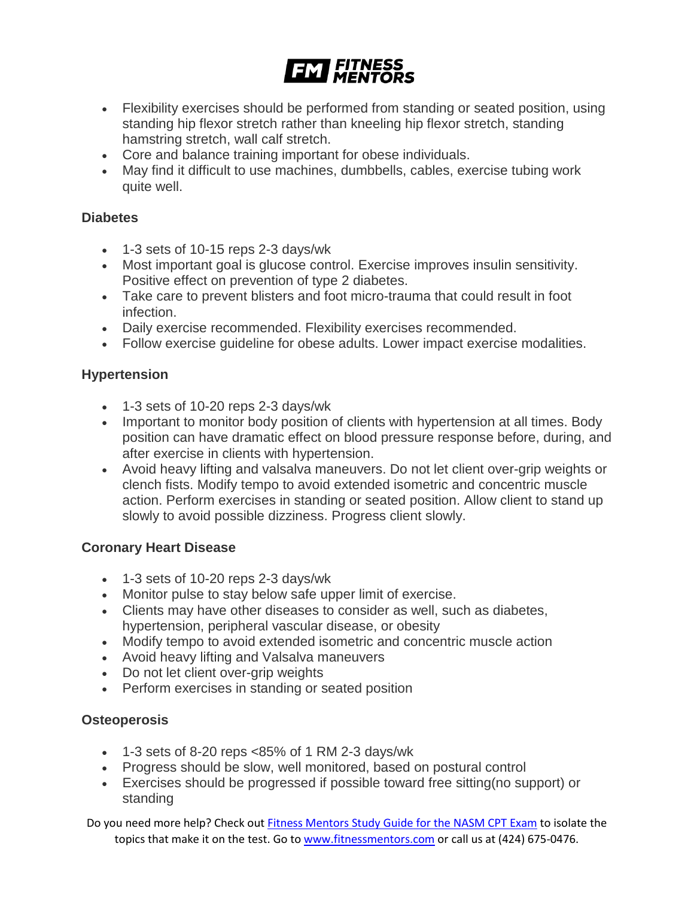- Flexibility exercises should be performed from standing or seated position, using standing hip flexor stretch rather than kneeling hip flexor stretch, standing hamstring stretch, wall calf stretch.
- Core and balance training important for obese individuals.
- May find it difficult to use machines, dumbbells, cables, exercise tubing work quite well.

### Diabetes

- 1-3 sets of 10-15 reps 2-3 days/wk
- Most important goal is glucose control. Exercise improves insulin sensitivity. Positive effect on prevention of type 2 diabetes.
- Take care to prevent blisters and foot micro-trauma that could result in foot infection.
- Daily exercise recommended. Flexibility exercises recommended.
- Follow exercise guideline for obese adults. Lower impact exercise modalities.

### Hypertension

- 1-3 sets of 10-20 reps 2-3 days/wk
- Important to monitor body position of clients with hypertension at all times. Body position can have dramatic effect on blood pressure response before, during, and after exercise in clients with hypertension.
- Avoid heavy lifting and valsalva maneuvers. Do not let client over-grip weights or clench fists. Modify tempo to avoid extended isometric and concentric muscle action. Perform exercises in standing or seated position. Allow client to stand up slowly to avoid possible dizziness. Progress client slowly.

### Coronary Heart Disease

- 1-3 sets of 10-20 reps 2-3 days/wk
- Monitor pulse to stay below safe upper limit of exercise.
- Clients may have other diseases to consider as well, such as diabetes, hypertension, peripheral vascular disease, or obesity
- Modify tempo to avoid extended isometric and concentric muscle action
- Avoid heavy lifting and Valsalva maneuvers
- Do not let client over-grip weights
- Perform exercises in standing or seated position

### Osteoperosis

- 1-3 sets of 8-20 reps <85% of 1 RM 2-3 days/wk
- Progress should be slow, well monitored, based on postural control
- Exercises should be progressed if possible toward free sitting(no support) or standing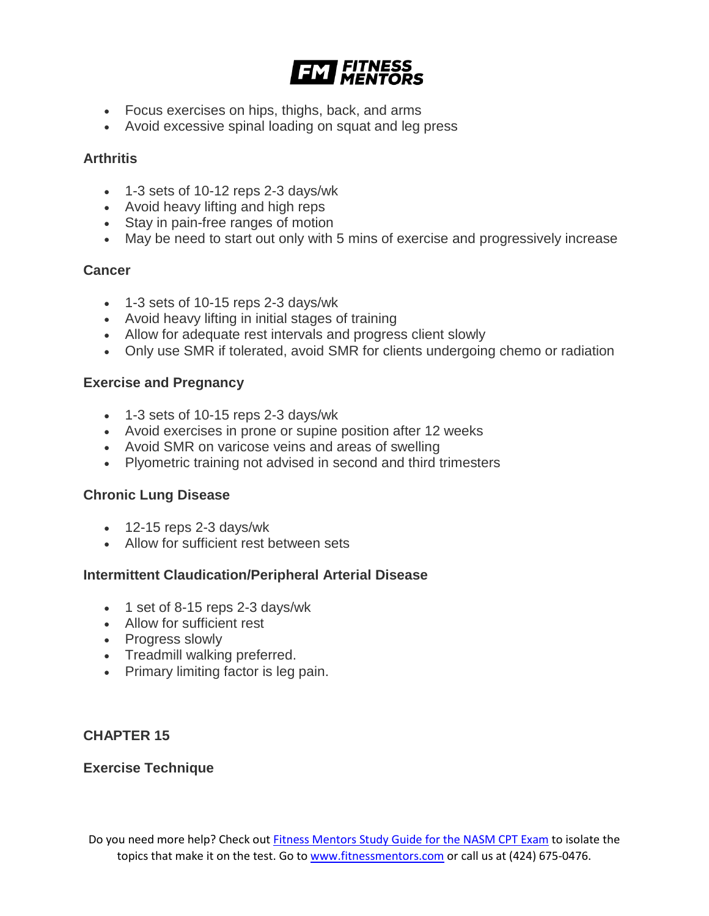- Focus exercises on hips, thighs, back, and arms
- Avoid excessive spinal loading on squat and leg press

### Arthritis

- 1-3 sets of 10-12 reps 2-3 days/wk
- Avoid heavy lifting and high reps
- Stay in pain-free ranges of motion
- May be need to start out only with 5 mins of exercise and progressively increase

### Cancer

- 1-3 sets of 10-15 reps 2-3 days/wk
- Avoid heavy lifting in initial stages of training
- Allow for adequate rest intervals and progress client slowly
- Only use SMR if tolerated, avoid SMR for clients undergoing chemo or radiation

### Exercise and Pregnancy

- 1-3 sets of 10-15 reps 2-3 days/wk
- Avoid exercises in prone or supine position after 12 weeks
- Avoid SMR on varicose veins and areas of swelling
- Plyometric training not advised in second and third trimesters

### Chronic Lung Disease

- 12-15 reps 2-3 days/wk
- Allow for sufficient rest between sets

### Intermittent Claudication/Peripheral Arterial Disease

- 1 set of 8-15 reps 2-3 days/wk
- Allow for sufficient rest
- Progress slowly
- Treadmill walking preferred.
- Primary limiting factor is leg pain.

## CHAPTER 15

### Exercise Technique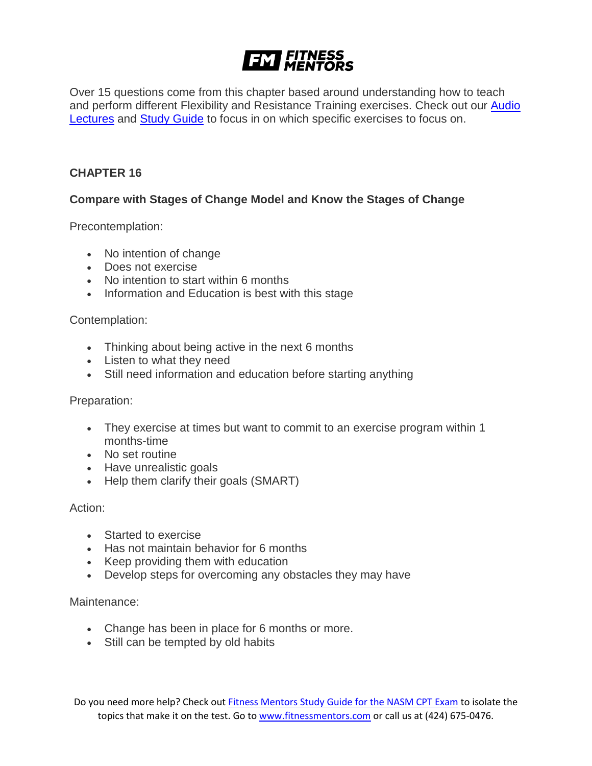Over 15 questions come from this chapter based around understanding how to teach and perform different Flexibility and Resistance Training exercises. Check out our Audio Lectures and Study Guide to focus in on which specific exercises to focus on.

## CHAPTER 16

### Compare with Stages of Change Model and Know the Stages of Change

Precontemplation:

- No intention of change
- Does not exercise
- No intention to start within 6 months
- Information and Education is best with this stage

Contemplation:

- Thinking about being active in the next 6 months
- Listen to what they need
- Still need information and education before starting anything

Preparation:

- They exercise at times but want to commit to an exercise program within 1 months-time
- No set routine
- Have unrealistic goals
- Help them clarify their goals (SMART)

Action:

- Started to exercise
- Has not maintain behavior for 6 months
- Keep providing them with education
- Develop steps for overcoming any obstacles they may have

Maintenance:

- Change has been in place for 6 months or more.
- Still can be tempted by old habits

Do you need more help? Check out Fitness Mentors Study Guide for the NASM CPT Exam to isolate the topics that make it on the test. Go to www.fitnessmentors.com or call us at (424) 675-0476.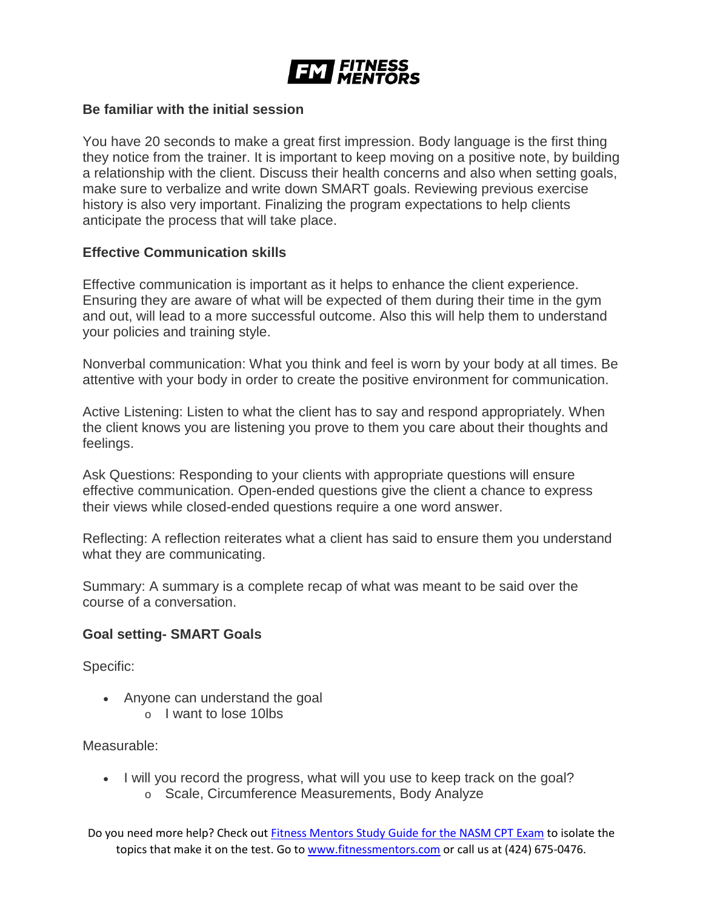## Be familiar with the initial session

You have 20 seconds to make a great first impression. Body language is the first thing they notice from the trainer. It is important to keep moving on a positive note, by building a relationship with the client. Discuss their health concerns and also when setting goals, make sure to verbalize and write down SMART goals. Reviewing previous exercise history is also very important. Finalizing the program expectations to help clients anticipate the process that will take place.

## Effective Communication skills

Effective communication is important as it helps to enhance the client experience. Ensuring they are aware of what will be expected of them during their time in the gym and out, will lead to a more successful outcome. Also this will help them to understand your policies and training style.

Nonverbal communication: What you think and feel is worn by your body at all times. Be attentive with your body in order to create the positive environment for communication.

Active Listening: Listen to what the client has to say and respond appropriately. When the client knows you are listening you prove to them you care about their thoughts and feelings.

Ask Questions: Responding to your clients with appropriate questions will ensure effective communication. Open-ended questions give the client a chance to express their views while closed-ended questions require a one word answer.

Reflecting: A reflection reiterates what a client has said to ensure them you understand what they are communicating.

Summary: A summary is a complete recap of what was meant to be said over the course of a conversation.

## Goal setting- SMART Goals

Specific:

- Anyone can understand the goal
  - I want to lose 10lbs

Measurable:

- I will you record the progress, what will you use to keep track on the goal?
  - Scale, Circumference Measurements, Body Analyze

Do you need more help? Check out [Fitness Mentors Study Guide for the NASM CPT Exam](https://www.fitnessmentors.com) to isolate the topics that make it on the test. Go to [www.fitnessmentors.com](https://www.fitnessmentors.com) or call us at (424) 675-0476.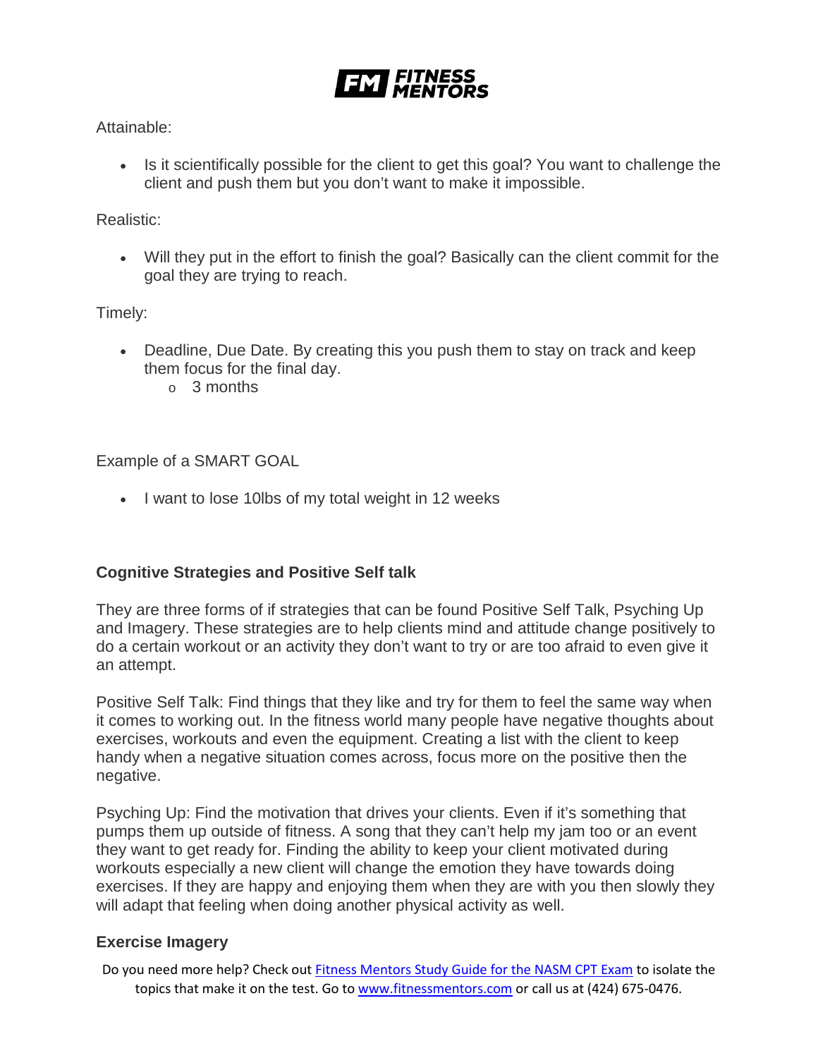Attainable:

- Is it scientifically possible for the client to get this goal? You want to challenge the client and push them but you don't want to make it impossible.

Realistic:

- Will they put in the effort to finish the goal? Basically can the client commit for the goal they are trying to reach.

Timely:

- Deadline, Due Date. By creating this you push them to stay on track and keep them focus for the final day.
  - 3 months

Example of a SMART GOAL

- I want to lose 10lbs of my total weight in 12 weeks

**Cognitive Strategies and Positive Self talk**

They are three forms of if strategies that can be found Positive Self Talk, Psyching Up and Imagery. These strategies are to help clients mind and attitude change positively to do a certain workout or an activity they don't want to try or are too afraid to even give it an attempt.

Positive Self Talk: Find things that they like and try for them to feel the same way when it comes to working out. In the fitness world many people have negative thoughts about exercises, workouts and even the equipment. Creating a list with the client to keep handy when a negative situation comes across, focus more on the positive then the negative.

Psyching Up: Find the motivation that drives your clients. Even if it's something that pumps them up outside of fitness. A song that they can't help my jam too or an event they want to get ready for. Finding the ability to keep your client motivated during workouts especially a new client will change the emotion they have towards doing exercises. If they are happy and enjoying them when they are with you then slowly they will adapt that feeling when doing another physical activity as well.

**Exercise Imagery**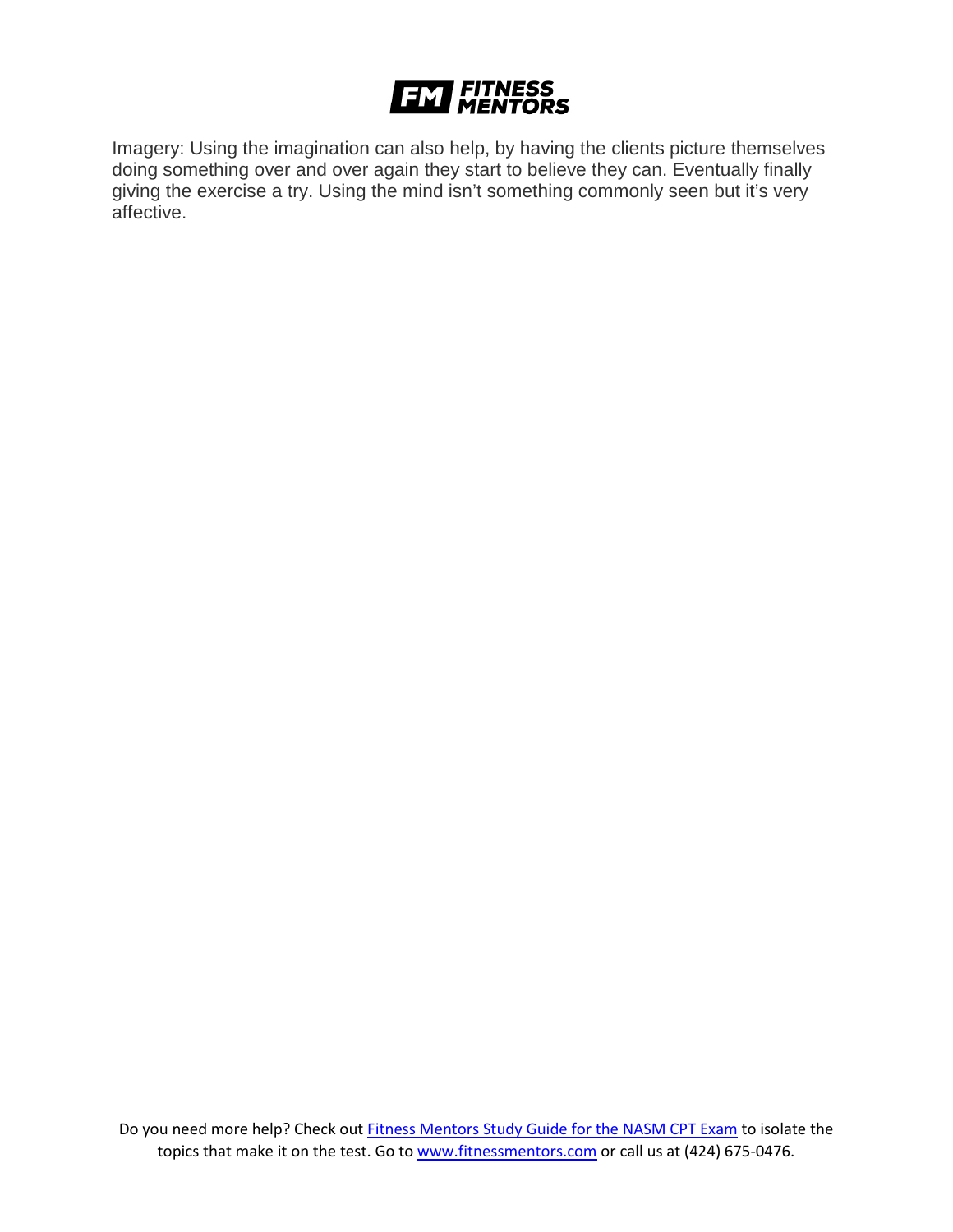Imagery: Using the imagination can also help, by having the clients picture themselves doing something over and over again they start to believe they can. Eventually finally giving the exercise a try. Using the mind isn't something commonly seen but it's very affective.